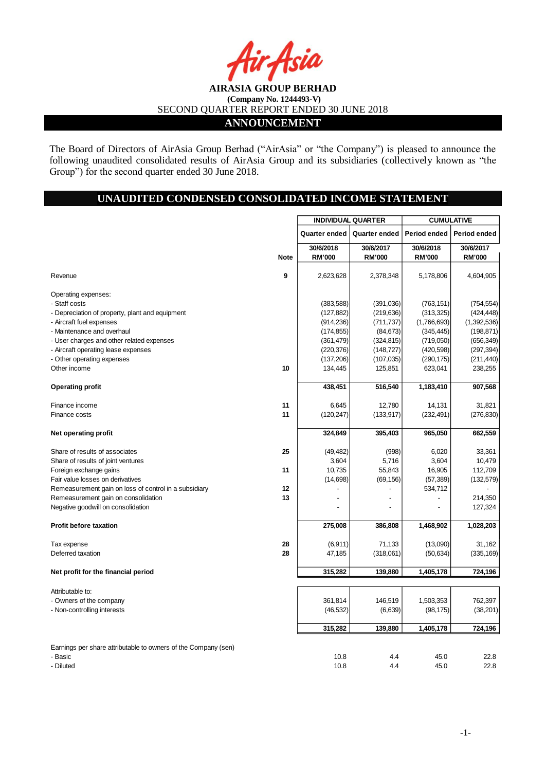AirAsia

**AIRASIA GROUP BERHAD**
**(Company No. 1244493-V)**
SECOND QUARTER REPORT ENDED 30 JUNE 2018

## ANNOUNCEMENT

The Board of Directors of AirAsia Group Berhad ("AirAsia" or "the Company") is pleased to announce the following unaudited consolidated results of AirAsia Group and its subsidiaries (collectively known as "the Group") for the second quarter ended 30 June 2018.

## UNAUDITED CONDENSED CONSOLIDATED INCOME STATEMENT

| | | INDIVIDUAL QUARTER | | CUMULATIVE | |
|---|---|---|---|---|---|
| | | Quarter ended | Quarter ended | Period ended | Period ended |
| | Note | 30/6/2018 RM'000 | 30/6/2017 RM'000 | 30/6/2018 RM'000 | 30/6/2017 RM'000 |
| Revenue | 9 | 2,623,628 | 2,378,348 | 5,178,806 | 4,604,905 |
| Operating expenses: | | | | | |
| - Staff costs | | (383,588) | (391,036) | (763,151) | (754,554) |
| - Depreciation of property, plant and equipment | | (127,882) | (219,636) | (313,325) | (424,448) |
| - Aircraft fuel expenses | | (914,236) | (711,737) | (1,766,693) | (1,392,536) |
| - Maintenance and overhaul | | (174,855) | (84,673) | (345,445) | (198,871) |
| - User charges and other related expenses | | (361,479) | (324,815) | (719,050) | (656,349) |
| - Aircraft operating lease expenses | | (220,376) | (148,727) | (420,598) | (297,394) |
| - Other operating expenses | | (137,206) | (107,035) | (290,175) | (211,440) |
| Other income | 10 | 134,445 | 125,851 | 623,041 | 238,255 |
| **Operating profit** | | **438,451** | **516,540** | **1,183,410** | **907,568** |
| Finance income | 11 | 6,645 | 12,780 | 14,131 | 31,821 |
| Finance costs | 11 | (120,247) | (133,917) | (232,491) | (276,830) |
| **Net operating profit** | | **324,849** | **395,403** | **965,050** | **662,559** |
| Share of results of associates | 25 | (49,482) | (998) | 6,020 | 33,361 |
| Share of results of joint ventures | | 3,604 | 5,716 | 3,604 | 10,479 |
| Foreign exchange gains | 11 | 10,735 | 55,843 | 16,905 | 112,709 |
| Fair value losses on derivatives | | (14,698) | (69,156) | (57,389) | (132,579) |
| Remeasurement gain on loss of control in a subsidiary | 12 | - | - | 534,712 | - |
| Remeasurement gain on consolidation | 13 | - | - | - | 214,350 |
| Negative goodwill on consolidation | | - | - | - | 127,324 |
| **Profit before taxation** | | **275,008** | **386,808** | **1,468,902** | **1,028,203** |
| Tax expense | 28 | (6,911) | 71,133 | (13,090) | 31,162 |
| Deferred taxation | 28 | 47,185 | (318,061) | (50,634) | (335,169) |
| **Net profit for the financial period** | | **315,282** | **139,880** | **1,405,178** | **724,196** |
| Attributable to: | | | | | |
| - Owners of the company | | 361,814 | 146,519 | 1,503,353 | 762,397 |
| - Non-controlling interests | | (46,532) | (6,639) | (98,175) | (38,201) |
| | | **315,282** | **139,880** | **1,405,178** | **724,196** |
| Earnings per share attributable to owners of the Company (sen) | | | | | |
| - Basic | | 10.8 | 4.4 | 45.0 | 22.8 |
| - Diluted | | 10.8 | 4.4 | 45.0 | 22.8 |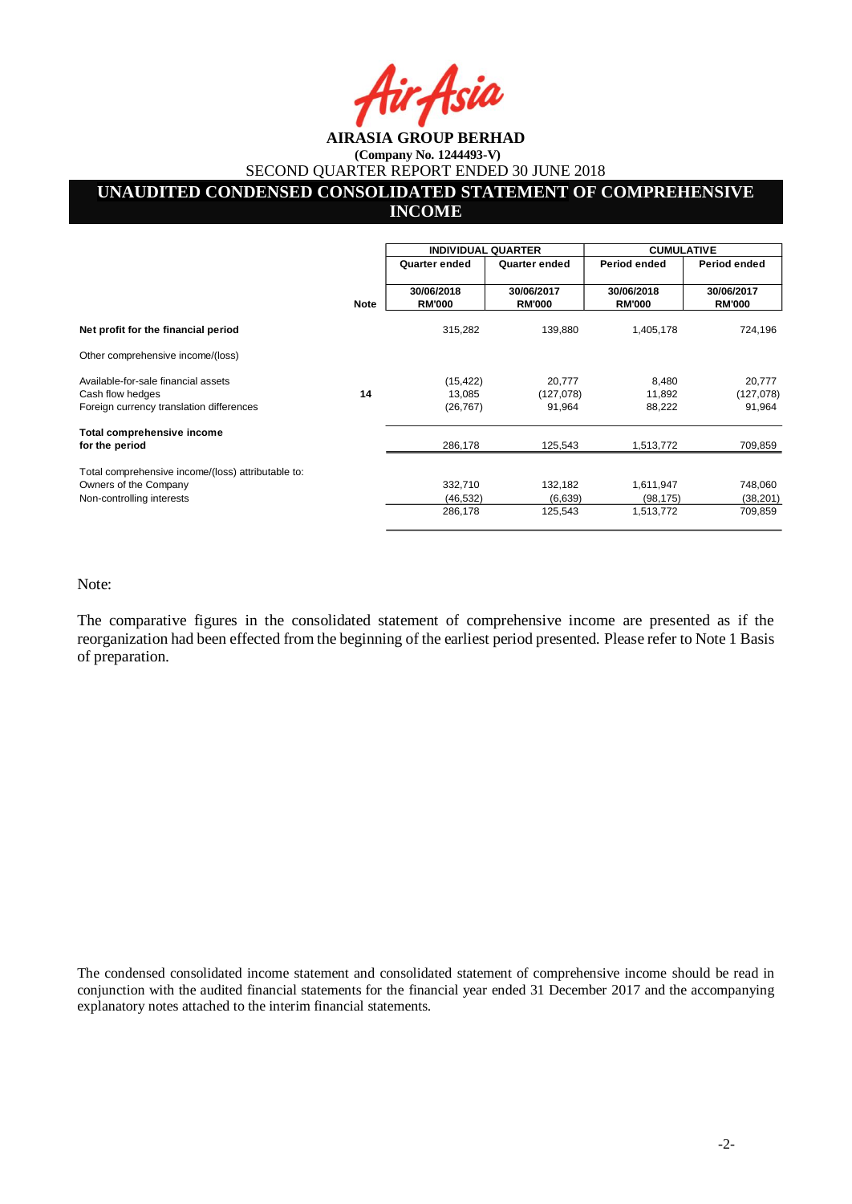**AIRASIA GROUP BERHAD**

**(Company No. 1244493-V)**

SECOND QUARTER REPORT ENDED 30 JUNE 2018

# UNAUDITED CONDENSED CONSOLIDATED STATEMENT OF COMPREHENSIVE INCOME

| | | INDIVIDUAL QUARTER | | CUMULATIVE | |
|---|---|---|---|---|---|
| | | Quarter ended | Quarter ended | Period ended | Period ended |
| | Note | 30/06/2018 RM'000 | 30/06/2017 RM'000 | 30/06/2018 RM'000 | 30/06/2017 RM'000 |
| **Net profit for the financial period** | | 315,282 | 139,880 | 1,405,178 | 724,196 |
| Other comprehensive income/(loss) | | | | | |
| Available-for-sale financial assets | | (15,422) | 20,777 | 8,480 | 20,777 |
| Cash flow hedges | 14 | 13,085 | (127,078) | 11,892 | (127,078) |
| Foreign currency translation differences | | (26,767) | 91,964 | 88,222 | 91,964 |
| **Total comprehensive income for the period** | | 286,178 | 125,543 | 1,513,772 | 709,859 |
| Total comprehensive income/(loss) attributable to: | | | | | |
| Owners of the Company | | 332,710 | 132,182 | 1,611,947 | 748,060 |
| Non-controlling interests | | (46,532) | (6,639) | (98,175) | (38,201) |
| | | 286,178 | 125,543 | 1,513,772 | 709,859 |

Note:

The comparative figures in the consolidated statement of comprehensive income are presented as if the reorganization had been effected from the beginning of the earliest period presented. Please refer to Note 1 Basis of preparation.

The condensed consolidated income statement and consolidated statement of comprehensive income should be read in conjunction with the audited financial statements for the financial year ended 31 December 2017 and the accompanying explanatory notes attached to the interim financial statements.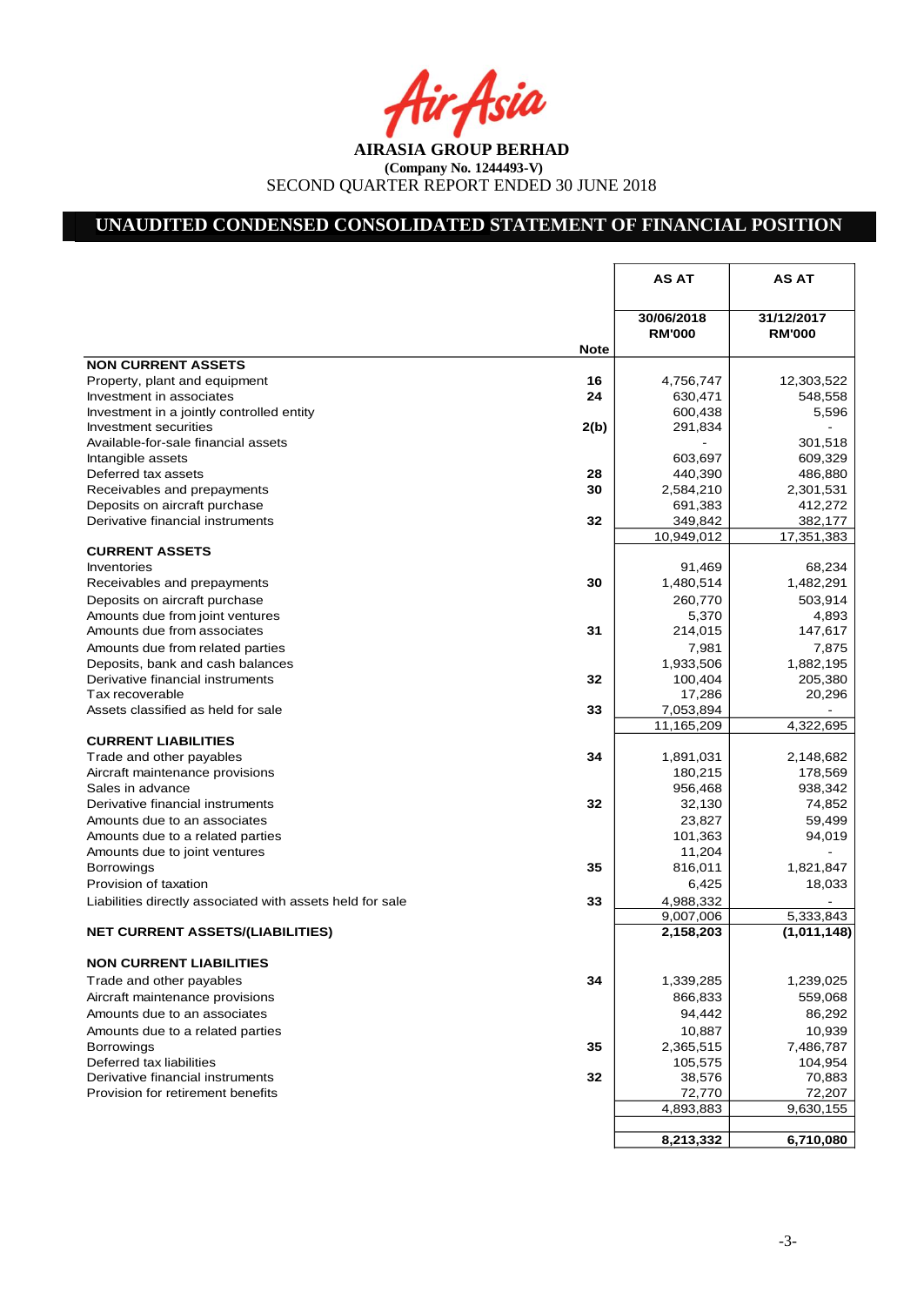AIRASIA GROUP BERHAD

(Company No. 1244493-V)

SECOND QUARTER REPORT ENDED 30 JUNE 2018

## UNAUDITED CONDENSED CONSOLIDATED STATEMENT OF FINANCIAL POSITION

| | Note | AS AT 30/06/2018 RM'000 | AS AT 31/12/2017 RM'000 |
|---|---|---|---|
| **NON CURRENT ASSETS** | | | |
| Property, plant and equipment | 16 | 4,756,747 | 12,303,522 |
| Investment in associates | 24 | 630,471 | 548,558 |
| Investment in a jointly controlled entity | | 600,438 | 5,596 |
| Investment securities | 2(b) | 291,834 | - |
| Available-for-sale financial assets | | - | 301,518 |
| Intangible assets | | 603,697 | 609,329 |
| Deferred tax assets | 28 | 440,390 | 486,880 |
| Receivables and prepayments | 30 | 2,584,210 | 2,301,531 |
| Deposits on aircraft purchase | | 691,383 | 412,272 |
| Derivative financial instruments | 32 | 349,842 | 382,177 |
| | | 10,949,012 | 17,351,383 |
| **CURRENT ASSETS** | | | |
| Inventories | | 91,469 | 68,234 |
| Receivables and prepayments | 30 | 1,480,514 | 1,482,291 |
| Deposits on aircraft purchase | | 260,770 | 503,914 |
| Amounts due from joint ventures | | 5,370 | 4,893 |
| Amounts due from associates | 31 | 214,015 | 147,617 |
| Amounts due from related parties | | 7,981 | 7,875 |
| Deposits, bank and cash balances | | 1,933,506 | 1,882,195 |
| Derivative financial instruments | 32 | 100,404 | 205,380 |
| Tax recoverable | | 17,286 | 20,296 |
| Assets classified as held for sale | 33 | 7,053,894 | - |
| | | 11,165,209 | 4,322,695 |
| **CURRENT LIABILITIES** | | | |
| Trade and other payables | 34 | 1,891,031 | 2,148,682 |
| Aircraft maintenance provisions | | 180,215 | 178,569 |
| Sales in advance | | 956,468 | 938,342 |
| Derivative financial instruments | 32 | 32,130 | 74,852 |
| Amounts due to an associates | | 23,827 | 59,499 |
| Amounts due to a related parties | | 101,363 | 94,019 |
| Amounts due to joint ventures | | 11,204 | - |
| Borrowings | 35 | 816,011 | 1,821,847 |
| Provision of taxation | | 6,425 | 18,033 |
| Liabilities directly associated with assets held for sale | 33 | 4,988,332 | - |
| | | 9,007,006 | 5,333,843 |
| **NET CURRENT ASSETS/(LIABILITIES)** | | **2,158,203** | **(1,011,148)** |
| **NON CURRENT LIABILITIES** | | | |
| Trade and other payables | 34 | 1,339,285 | 1,239,025 |
| Aircraft maintenance provisions | | 866,833 | 559,068 |
| Amounts due to an associates | | 94,442 | 86,292 |
| Amounts due to a related parties | | 10,887 | 10,939 |
| Borrowings | 35 | 2,365,515 | 7,486,787 |
| Deferred tax liabilities | | 105,575 | 104,954 |
| Derivative financial instruments | 32 | 38,576 | 70,883 |
| Provision for retirement benefits | | 72,770 | 72,207 |
| | | 4,893,883 | 9,630,155 |
| | | **8,213,332** | **6,710,080** |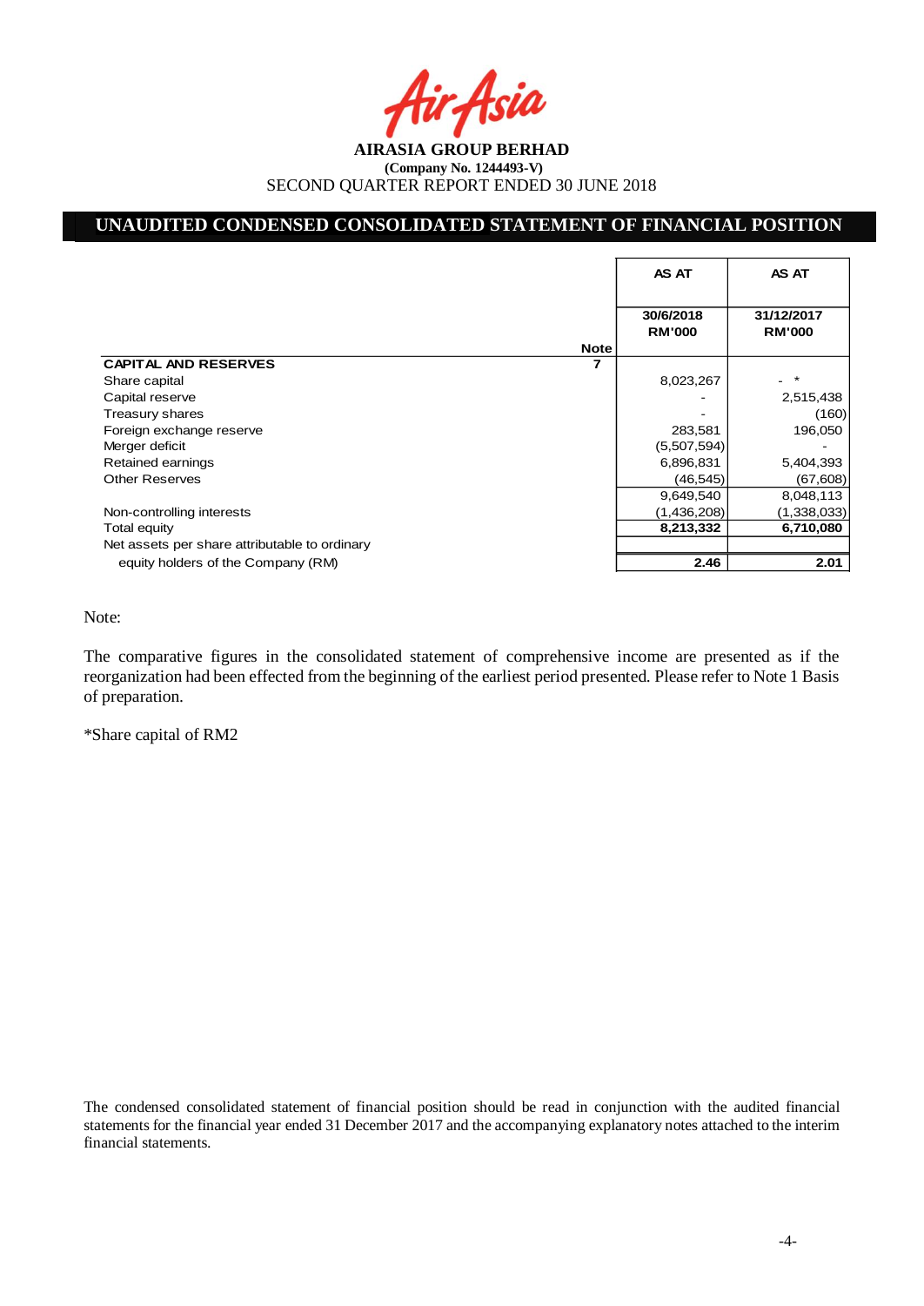AIRASIA GROUP BERHAD

**(Company No. 1244493-V)**

SECOND QUARTER REPORT ENDED 30 JUNE 2018

## UNAUDITED CONDENSED CONSOLIDATED STATEMENT OF FINANCIAL POSITION

| | Note | AS AT 30/6/2018 RM'000 | AS AT 31/12/2017 RM'000 |
|---|---|---|---|
| **CAPITAL AND RESERVES** | 7 | | |
| Share capital | | 8,023,267 | - * |
| Capital reserve | | - | 2,515,438 |
| Treasury shares | | - | (160) |
| Foreign exchange reserve | | 283,581 | 196,050 |
| Merger deficit | | (5,507,594) | - |
| Retained earnings | | 6,896,831 | 5,404,393 |
| Other Reserves | | (46,545) | (67,608) |
| | | 9,649,540 | 8,048,113 |
| Non-controlling interests | | (1,436,208) | (1,338,033) |
| Total equity | | **8,213,332** | **6,710,080** |
| Net assets per share attributable to ordinary equity holders of the Company (RM) | | **2.46** | **2.01** |

Note:

The comparative figures in the consolidated statement of comprehensive income are presented as if the reorganization had been effected from the beginning of the earliest period presented. Please refer to Note 1 Basis of preparation.

*Share capital of RM2

The condensed consolidated statement of financial position should be read in conjunction with the audited financial statements for the financial year ended 31 December 2017 and the accompanying explanatory notes attached to the interim financial statements.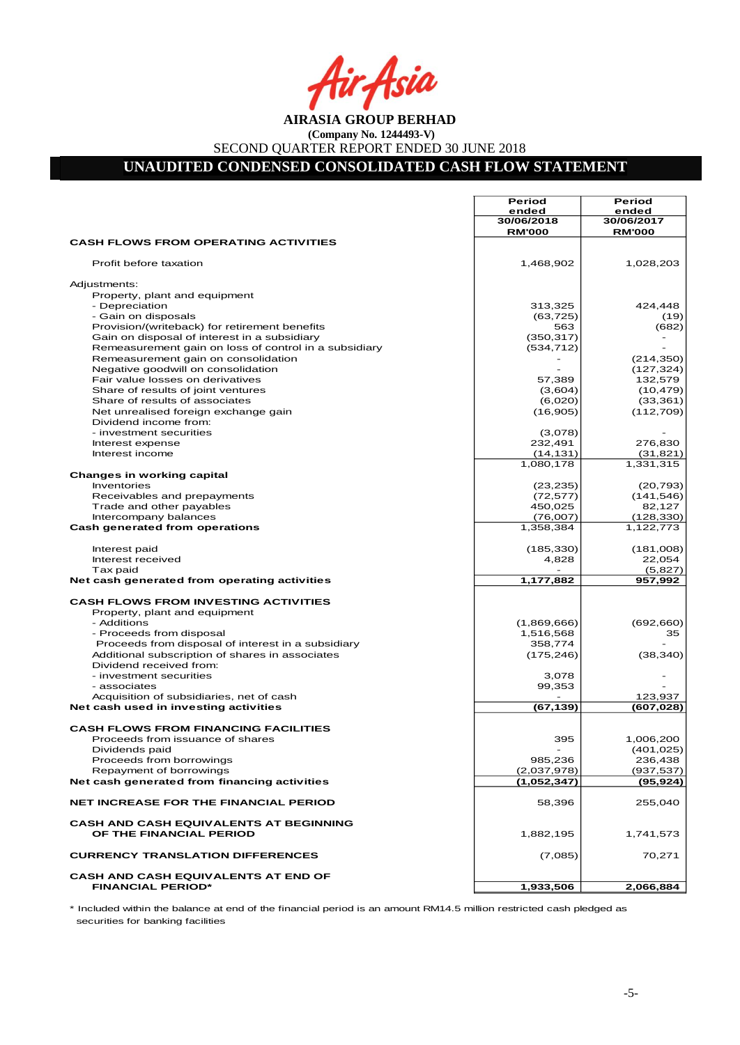**AIRASIA GROUP BERHAD**

**(Company No. 1244493-V)**

SECOND QUARTER REPORT ENDED 30 JUNE 2018

# UNAUDITED CONDENSED CONSOLIDATED CASH FLOW STATEMENT

| | Period ended 30/06/2018 RM'000 | Period ended 30/06/2017 RM'000 |
|---|---|---|
| **CASH FLOWS FROM OPERATING ACTIVITIES** | | |
| Profit before taxation | 1,468,902 | 1,028,203 |
| Adjustments: | | |
| Property, plant and equipment | | |
| - Depreciation | 313,325 | 424,448 |
| - Gain on disposals | (63,725) | (19) |
| Provision/(writeback) for retirement benefits | 563 | (682) |
| Gain on disposal of interest in a subsidiary | (350,317) | - |
| Remeasurement gain on loss of control in a subsidiary | (534,712) | - |
| Remeasurement gain on consolidation | - | (214,350) |
| Negative goodwill on consolidation | - | (127,324) |
| Fair value losses on derivatives | 57,389 | 132,579 |
| Share of results of joint ventures | (3,604) | (10,479) |
| Share of results of associates | (6,020) | (33,361) |
| Net unrealised foreign exchange gain | (16,905) | (112,709) |
| Dividend income from: | | |
| - investment securities | (3,078) | - |
| Interest expense | 232,491 | 276,830 |
| Interest income | (14,131) | (31,821) |
| | 1,080,178 | 1,331,315 |
| **Changes in working capital** | | |
| Inventories | (23,235) | (20,793) |
| Receivables and prepayments | (72,577) | (141,546) |
| Trade and other payables | 450,025 | 82,127 |
| Intercompany balances | (76,007) | (128,330) |
| **Cash generated from operations** | 1,358,384 | 1,122,773 |
| Interest paid | (185,330) | (181,008) |
| Interest received | 4,828 | 22,054 |
| Tax paid | - | (5,827) |
| **Net cash generated from operating activities** | **1,177,882** | **957,992** |
| **CASH FLOWS FROM INVESTING ACTIVITIES** | | |
| Property, plant and equipment | | |
| - Additions | (1,869,666) | (692,660) |
| - Proceeds from disposal | 1,516,568 | 35 |
| Proceeds from disposal of interest in a subsidiary | 358,774 | - |
| Additional subscription of shares in associates | (175,246) | (38,340) |
| Dividend received from: | | |
| - investment securities | 3,078 | - |
| - associates | 99,353 | - |
| Acquisition of subsidiaries, net of cash | - | 123,937 |
| **Net cash used in investing activities** | **(67,139)** | **(607,028)** |
| **CASH FLOWS FROM FINANCING FACILITIES** | | |
| Proceeds from issuance of shares | 395 | 1,006,200 |
| Dividends paid | - | (401,025) |
| Proceeds from borrowings | 985,236 | 236,438 |
| Repayment of borrowings | (2,037,978) | (937,537) |
| **Net cash generated from financing activities** | **(1,052,347)** | **(95,924)** |
| **NET INCREASE FOR THE FINANCIAL PERIOD** | 58,396 | 255,040 |
| **CASH AND CASH EQUIVALENTS AT BEGINNING OF THE FINANCIAL PERIOD** | 1,882,195 | 1,741,573 |
| **CURRENCY TRANSLATION DIFFERENCES** | (7,085) | 70,271 |
| **CASH AND CASH EQUIVALENTS AT END OF FINANCIAL PERIOD*** | **1,933,506** | **2,066,884** |

\* Included within the balance at end of the financial period is an amount RM14.5 million restricted cash pledged as securities for banking facilities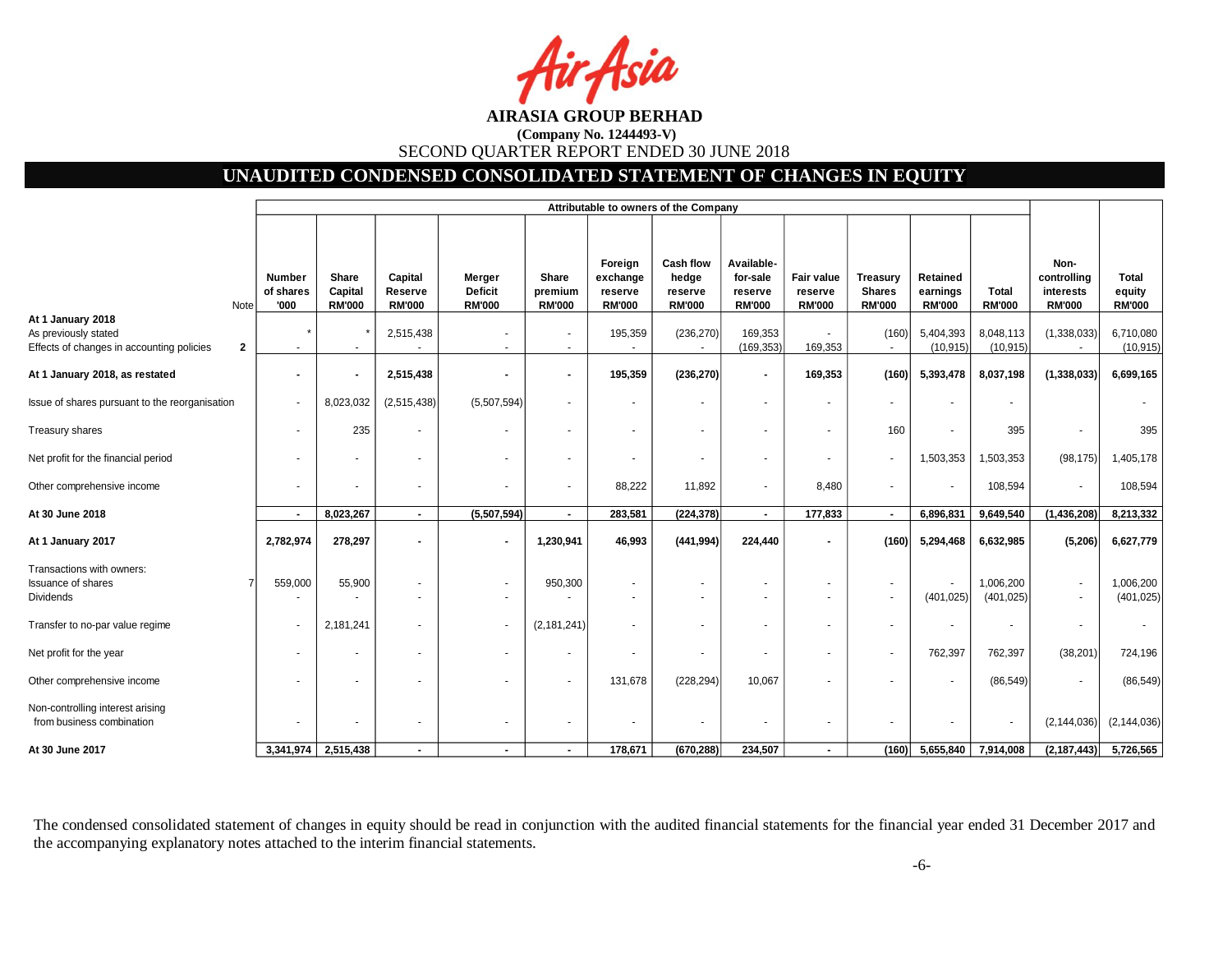**AIRASIA GROUP BERHAD**

**(Company No. 1244493-V)**

SECOND QUARTER REPORT ENDED 30 JUNE 2018

## UNAUDITED CONDENSED CONSOLIDATED STATEMENT OF CHANGES IN EQUITY

| | Note | Attributable to owners of the Company | | | | | | | | | | | | Non-controlling interests RM'000 | Total equity RM'000 |
|---|---|---|---|---|---|---|---|---|---|---|---|---|---|---|---|
| | | Number of shares '000 | Share Capital RM'000 | Capital Reserve RM'000 | Merger Deficit RM'000 | Share premium RM'000 | Foreign exchange reserve RM'000 | Cash flow hedge reserve RM'000 | Available-for-sale reserve RM'000 | Fair value reserve RM'000 | Treasury Shares RM'000 | Retained earnings RM'000 | Total RM'000 | | |
| **At 1 January 2018** | | | | | | | | | | | | | | | |
| As previously stated | | * | * | 2,515,438 | - | - | 195,359 | (236,270) | 169,353 | - | (160) | 5,404,393 | 8,048,113 | (1,338,033) | 6,710,080 |
| Effects of changes in accounting policies | 2 | - | - | - | - | - | - | - | (169,353) | 169,353 | - | (10,915) | (10,915) | - | (10,915) |
| **At 1 January 2018, as restated** | | **-** | **-** | **2,515,438** | **-** | **-** | **195,359** | **(236,270)** | **-** | **169,353** | **(160)** | **5,393,478** | **8,037,198** | **(1,338,033)** | **6,699,165** |
| Issue of shares pursuant to the reorganisation | | - | 8,023,032 | (2,515,438) | (5,507,594) | - | - | - | - | - | - | - | - | | - |
| Treasury shares | | - | 235 | - | - | - | - | - | - | - | 160 | - | 395 | - | 395 |
| Net profit for the financial period | | - | - | - | - | - | - | - | - | - | - | 1,503,353 | 1,503,353 | (98,175) | 1,405,178 |
| Other comprehensive income | | - | - | - | - | - | 88,222 | 11,892 | - | 8,480 | - | - | 108,594 | - | 108,594 |
| **At 30 June 2018** | | **-** | **8,023,267** | **-** | **(5,507,594)** | **-** | **283,581** | **(224,378)** | **-** | **177,833** | **-** | **6,896,831** | **9,649,540** | **(1,436,208)** | **8,213,332** |
| **At 1 January 2017** | | **2,782,974** | **278,297** | **-** | **-** | **1,230,941** | **46,993** | **(441,994)** | **224,440** | **-** | **(160)** | **5,294,468** | **6,632,985** | **(5,206)** | **6,627,779** |
| Transactions with owners: | | | | | | | | | | | | | | | |
| Issuance of shares | 7 | 559,000 | 55,900 | - | - | 950,300 | - | - | - | - | - | - | 1,006,200 | - | 1,006,200 |
| Dividends | | - | - | - | - | - | - | - | - | - | - | (401,025) | (401,025) | - | (401,025) |
| Transfer to no-par value regime | | - | 2,181,241 | - | - | (2,181,241) | - | - | - | - | - | - | - | - | - |
| Net profit for the year | | - | - | - | - | - | - | - | - | - | - | 762,397 | 762,397 | (38,201) | 724,196 |
| Other comprehensive income | | - | - | - | - | - | 131,678 | (228,294) | 10,067 | - | - | - | (86,549) | - | (86,549) |
| Non-controlling interest arising from business combination | | - | - | - | - | - | - | - | - | - | - | - | - | (2,144,036) | (2,144,036) |
| **At 30 June 2017** | | **3,341,974** | **2,515,438** | **-** | **-** | **-** | **178,671** | **(670,288)** | **234,507** | **-** | **(160)** | **5,655,840** | **7,914,008** | **(2,187,443)** | **5,726,565** |

The condensed consolidated statement of changes in equity should be read in conjunction with the audited financial statements for the financial year ended 31 December 2017 and the accompanying explanatory notes attached to the interim financial statements.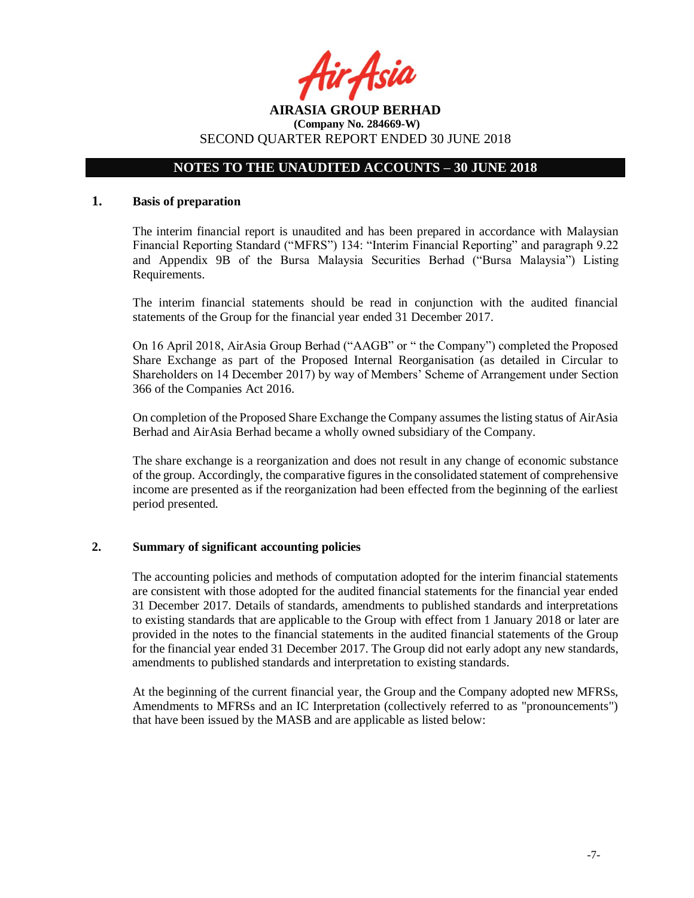# AIRASIA GROUP BERHAD

**(Company No. 284669-W)**

SECOND QUARTER REPORT ENDED 30 JUNE 2018

## NOTES TO THE UNAUDITED ACCOUNTS – 30 JUNE 2018

### 1. Basis of preparation

The interim financial report is unaudited and has been prepared in accordance with Malaysian Financial Reporting Standard ("MFRS") 134: "Interim Financial Reporting" and paragraph 9.22 and Appendix 9B of the Bursa Malaysia Securities Berhad ("Bursa Malaysia") Listing Requirements.

The interim financial statements should be read in conjunction with the audited financial statements of the Group for the financial year ended 31 December 2017.

On 16 April 2018, AirAsia Group Berhad ("AAGB" or " the Company") completed the Proposed Share Exchange as part of the Proposed Internal Reorganisation (as detailed in Circular to Shareholders on 14 December 2017) by way of Members' Scheme of Arrangement under Section 366 of the Companies Act 2016.

On completion of the Proposed Share Exchange the Company assumes the listing status of AirAsia Berhad and AirAsia Berhad became a wholly owned subsidiary of the Company.

The share exchange is a reorganization and does not result in any change of economic substance of the group. Accordingly, the comparative figures in the consolidated statement of comprehensive income are presented as if the reorganization had been effected from the beginning of the earliest period presented.

### 2. Summary of significant accounting policies

The accounting policies and methods of computation adopted for the interim financial statements are consistent with those adopted for the audited financial statements for the financial year ended 31 December 2017. Details of standards, amendments to published standards and interpretations to existing standards that are applicable to the Group with effect from 1 January 2018 or later are provided in the notes to the financial statements in the audited financial statements of the Group for the financial year ended 31 December 2017. The Group did not early adopt any new standards, amendments to published standards and interpretation to existing standards.

At the beginning of the current financial year, the Group and the Company adopted new MFRSs, Amendments to MFRSs and an IC Interpretation (collectively referred to as "pronouncements") that have been issued by the MASB and are applicable as listed below: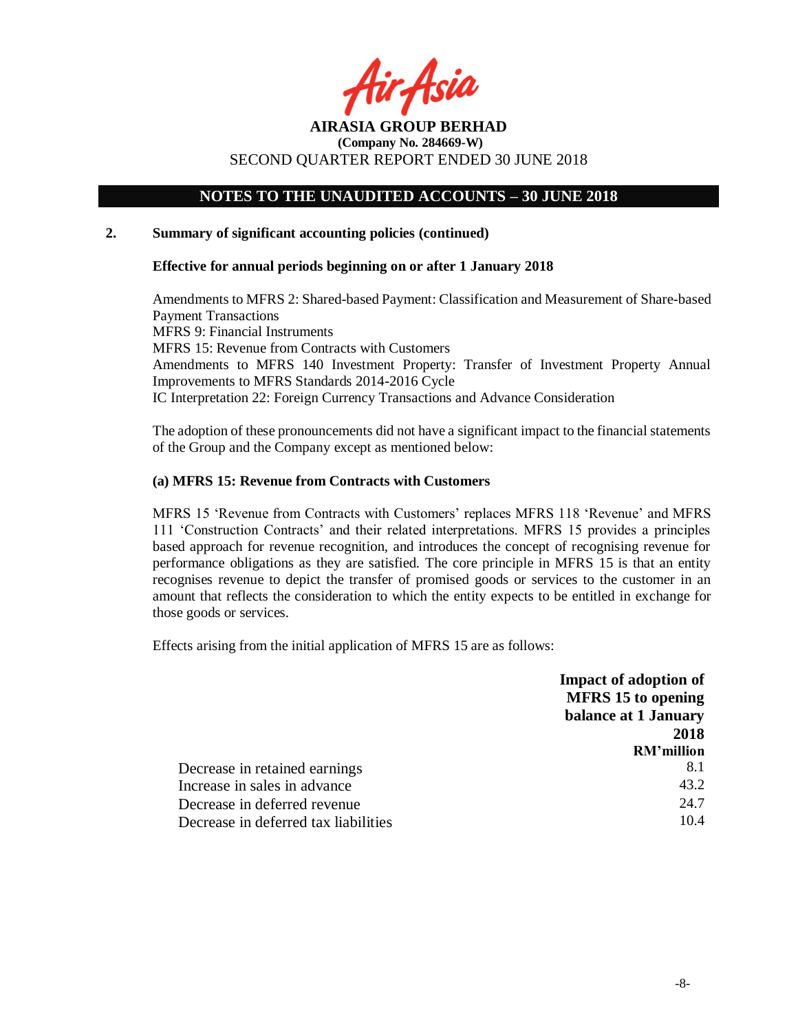**AIRASIA GROUP BERHAD**
**(Company No. 284669-W)**
SECOND QUARTER REPORT ENDED 30 JUNE 2018

## NOTES TO THE UNAUDITED ACCOUNTS – 30 JUNE 2018

### 2. Summary of significant accounting policies (continued)

**Effective for annual periods beginning on or after 1 January 2018**

Amendments to MFRS 2: Shared-based Payment: Classification and Measurement of Share-based Payment Transactions
MFRS 9: Financial Instruments
MFRS 15: Revenue from Contracts with Customers
Amendments to MFRS 140 Investment Property: Transfer of Investment Property Annual Improvements to MFRS Standards 2014-2016 Cycle
IC Interpretation 22: Foreign Currency Transactions and Advance Consideration

The adoption of these pronouncements did not have a significant impact to the financial statements of the Group and the Company except as mentioned below:

**(a) MFRS 15: Revenue from Contracts with Customers**

MFRS 15 'Revenue from Contracts with Customers' replaces MFRS 118 'Revenue' and MFRS 111 'Construction Contracts' and their related interpretations. MFRS 15 provides a principles based approach for revenue recognition, and introduces the concept of recognising revenue for performance obligations as they are satisfied. The core principle in MFRS 15 is that an entity recognises revenue to depict the transfer of promised goods or services to the customer in an amount that reflects the consideration to which the entity expects to be entitled in exchange for those goods or services.

Effects arising from the initial application of MFRS 15 are as follows:

| | **Impact of adoption of MFRS 15 to opening balance at 1 January 2018** |
|---|---|
| | **RM'million** |
| Decrease in retained earnings | 8.1 |
| Increase in sales in advance | 43.2 |
| Decrease in deferred revenue | 24.7 |
| Decrease in deferred tax liabilities | 10.4 |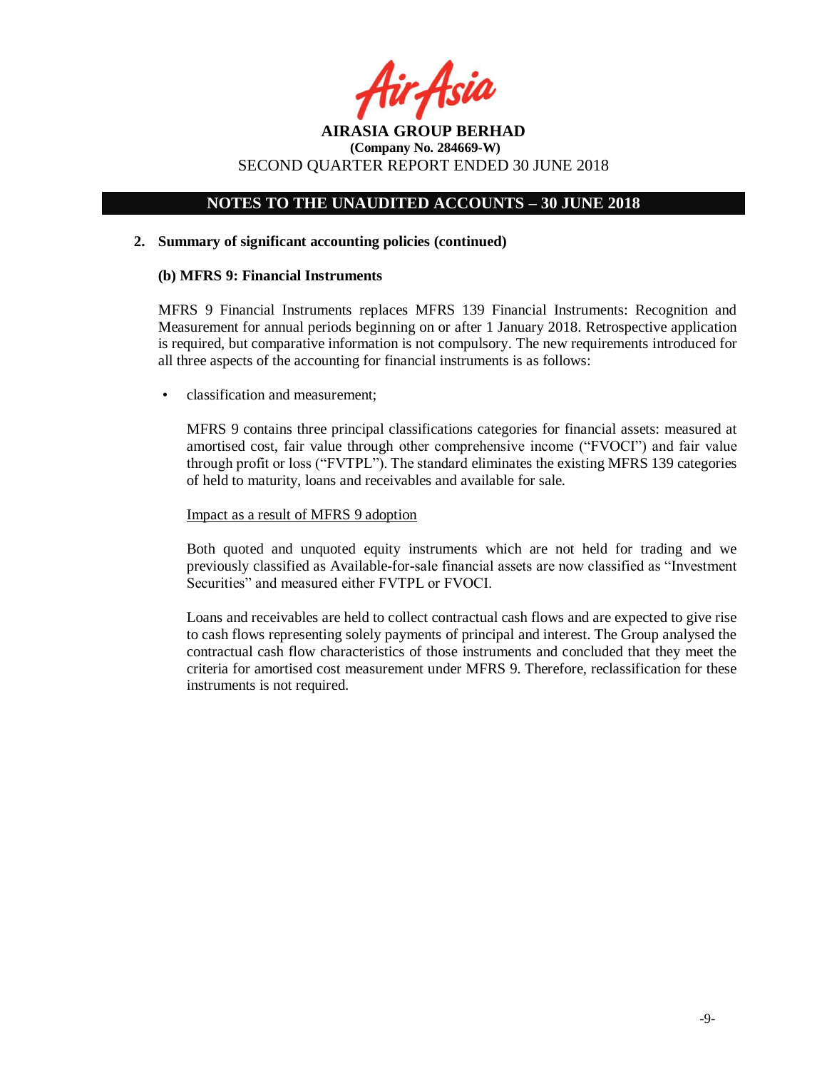## 2. Summary of significant accounting policies (continued)

### (b) MFRS 9: Financial Instruments

MFRS 9 Financial Instruments replaces MFRS 139 Financial Instruments: Recognition and Measurement for annual periods beginning on or after 1 January 2018. Retrospective application is required, but comparative information is not compulsory. The new requirements introduced for all three aspects of the accounting for financial instruments is as follows:

- classification and measurement;

  MFRS 9 contains three principal classifications categories for financial assets: measured at amortised cost, fair value through other comprehensive income ("FVOCI") and fair value through profit or loss ("FVTPL"). The standard eliminates the existing MFRS 139 categories of held to maturity, loans and receivables and available for sale.

  Impact as a result of MFRS 9 adoption

  Both quoted and unquoted equity instruments which are not held for trading and we previously classified as Available-for-sale financial assets are now classified as "Investment Securities" and measured either FVTPL or FVOCI.

  Loans and receivables are held to collect contractual cash flows and are expected to give rise to cash flows representing solely payments of principal and interest. The Group analysed the contractual cash flow characteristics of those instruments and concluded that they meet the criteria for amortised cost measurement under MFRS 9. Therefore, reclassification for these instruments is not required.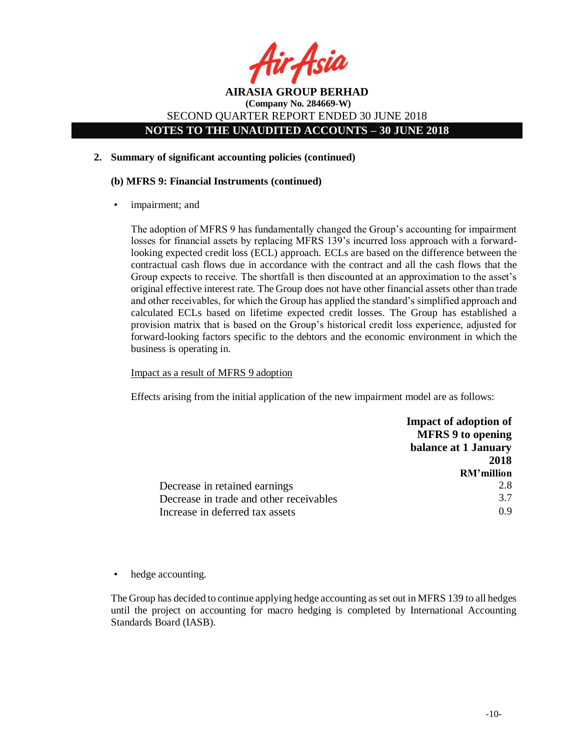## 2. Summary of significant accounting policies (continued)

### (b) MFRS 9: Financial Instruments (continued)

- impairment; and

  The adoption of MFRS 9 has fundamentally changed the Group's accounting for impairment losses for financial assets by replacing MFRS 139's incurred loss approach with a forward-looking expected credit loss (ECL) approach. ECLs are based on the difference between the contractual cash flows due in accordance with the contract and all the cash flows that the Group expects to receive. The shortfall is then discounted at an approximation to the asset's original effective interest rate. The Group does not have other financial assets other than trade and other receivables, for which the Group has applied the standard's simplified approach and calculated ECLs based on lifetime expected credit losses. The Group has established a provision matrix that is based on the Group's historical credit loss experience, adjusted for forward-looking factors specific to the debtors and the economic environment in which the business is operating in.

  Impact as a result of MFRS 9 adoption

  Effects arising from the initial application of the new impairment model are as follows:

| | **Impact of adoption of MFRS 9 to opening balance at 1 January 2018** |
|---|---|
| | **RM'million** |
| Decrease in retained earnings | 2.8 |
| Decrease in trade and other receivables | 3.7 |
| Increase in deferred tax assets | 0.9 |

- hedge accounting.

The Group has decided to continue applying hedge accounting as set out in MFRS 139 to all hedges until the project on accounting for macro hedging is completed by International Accounting Standards Board (IASB).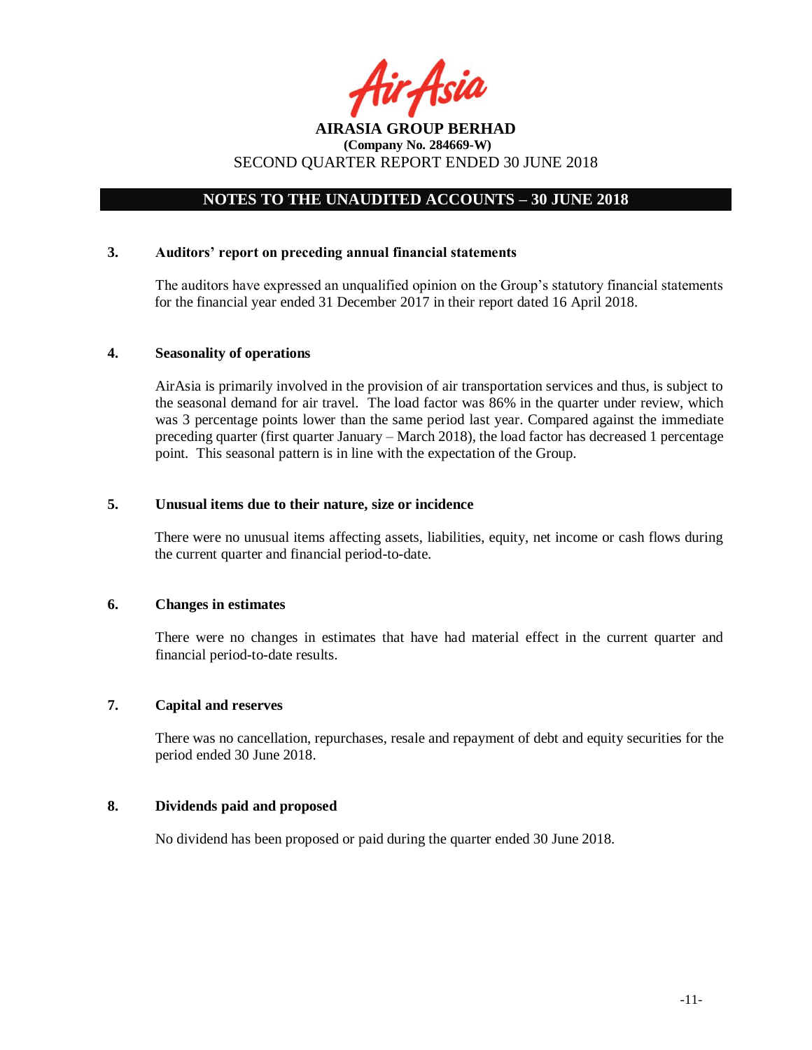**AIRASIA GROUP BERHAD**
**(Company No. 284669-W)**
SECOND QUARTER REPORT ENDED 30 JUNE 2018

## NOTES TO THE UNAUDITED ACCOUNTS – 30 JUNE 2018

### 3. Auditors' report on preceding annual financial statements

The auditors have expressed an unqualified opinion on the Group's statutory financial statements for the financial year ended 31 December 2017 in their report dated 16 April 2018.

### 4. Seasonality of operations

AirAsia is primarily involved in the provision of air transportation services and thus, is subject to the seasonal demand for air travel. The load factor was 86% in the quarter under review, which was 3 percentage points lower than the same period last year. Compared against the immediate preceding quarter (first quarter January – March 2018), the load factor has decreased 1 percentage point. This seasonal pattern is in line with the expectation of the Group.

### 5. Unusual items due to their nature, size or incidence

There were no unusual items affecting assets, liabilities, equity, net income or cash flows during the current quarter and financial period-to-date.

### 6. Changes in estimates

There were no changes in estimates that have had material effect in the current quarter and financial period-to-date results.

### 7. Capital and reserves

There was no cancellation, repurchases, resale and repayment of debt and equity securities for the period ended 30 June 2018.

### 8. Dividends paid and proposed

No dividend has been proposed or paid during the quarter ended 30 June 2018.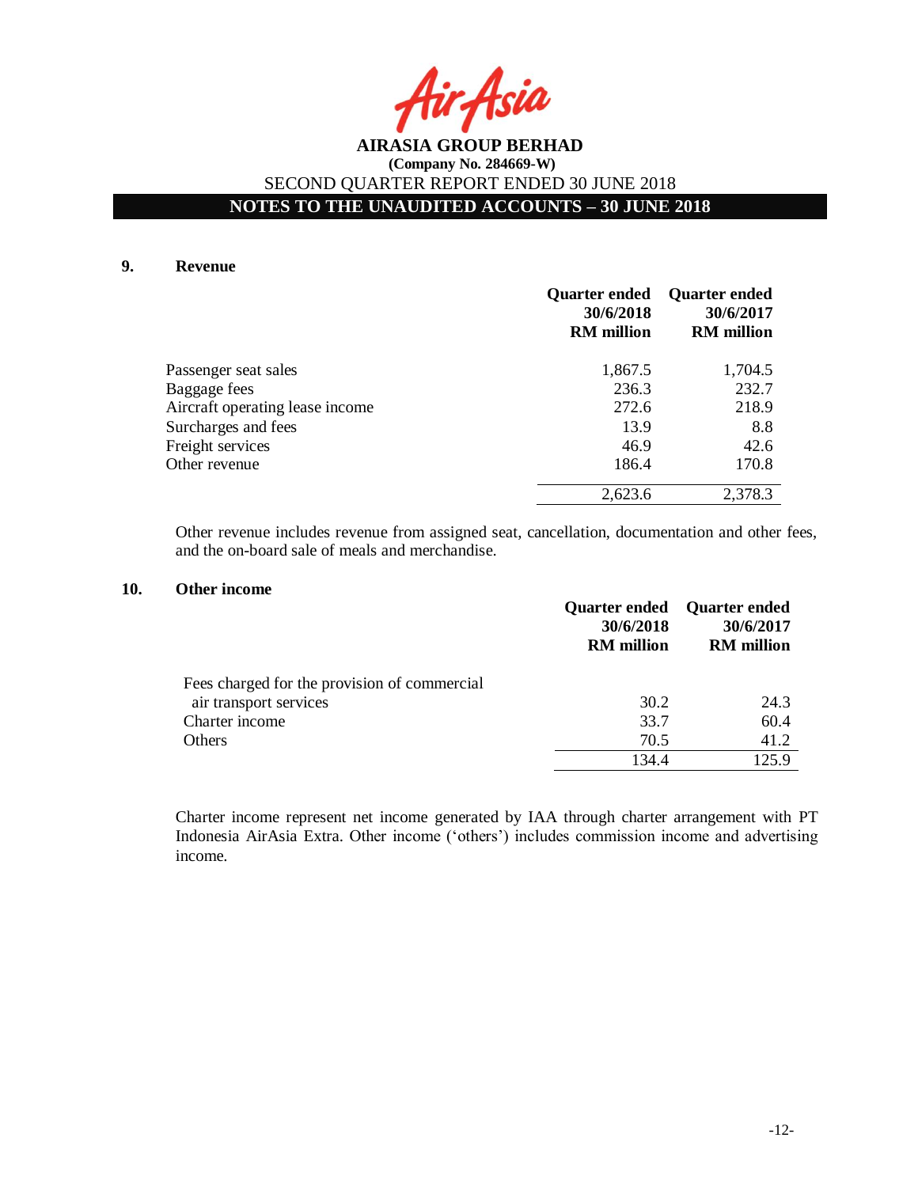## 9. Revenue

| | Quarter ended 30/6/2018 RM million | Quarter ended 30/6/2017 RM million |
|---|---|---|
| Passenger seat sales | 1,867.5 | 1,704.5 |
| Baggage fees | 236.3 | 232.7 |
| Aircraft operating lease income | 272.6 | 218.9 |
| Surcharges and fees | 13.9 | 8.8 |
| Freight services | 46.9 | 42.6 |
| Other revenue | 186.4 | 170.8 |
| | 2,623.6 | 2,378.3 |

Other revenue includes revenue from assigned seat, cancellation, documentation and other fees, and the on-board sale of meals and merchandise.

## 10. Other income

| | Quarter ended 30/6/2018 RM million | Quarter ended 30/6/2017 RM million |
|---|---|---|
| Fees charged for the provision of commercial air transport services | 30.2 | 24.3 |
| Charter income | 33.7 | 60.4 |
| Others | 70.5 | 41.2 |
| | 134.4 | 125.9 |

Charter income represent net income generated by IAA through charter arrangement with PT Indonesia AirAsia Extra. Other income ('others') includes commission income and advertising income.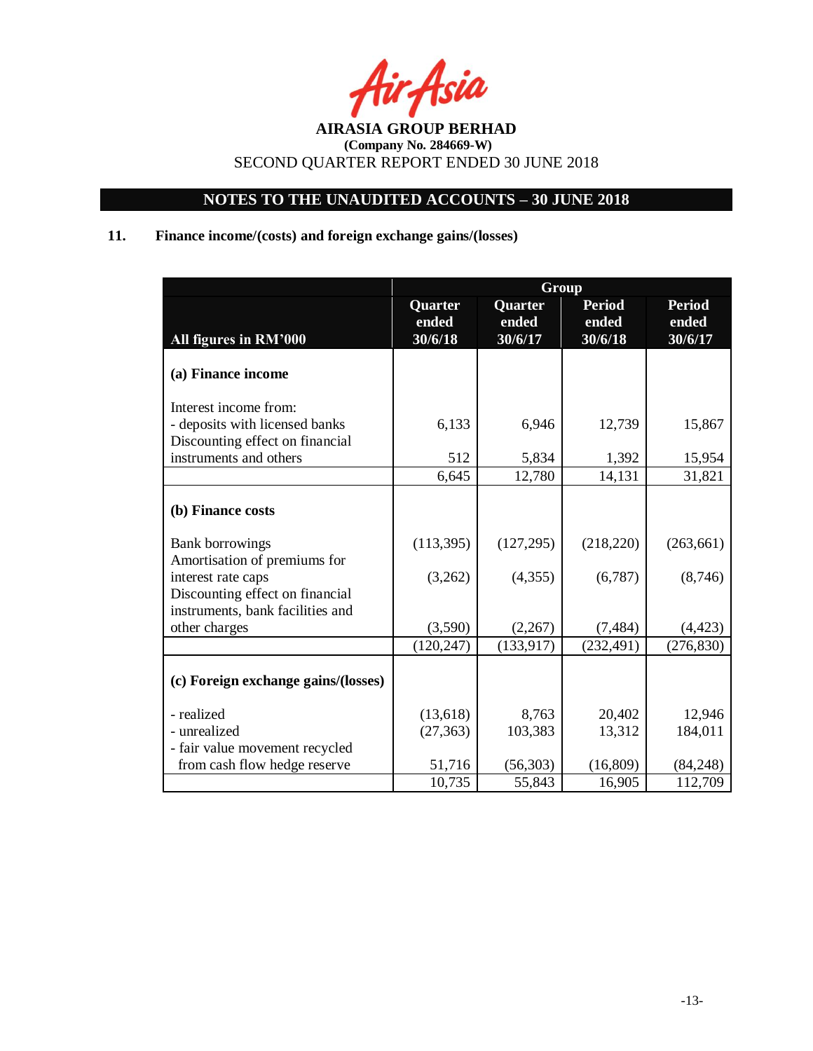AIRASIA GROUP BERHAD
(Company No. 284669-W)
SECOND QUARTER REPORT ENDED 30 JUNE 2018

## NOTES TO THE UNAUDITED ACCOUNTS – 30 JUNE 2018

### 11. Finance income/(costs) and foreign exchange gains/(losses)

| | Group | | | |
|---|---|---|---|---|
| **All figures in RM'000** | **Quarter ended 30/6/18** | **Quarter ended 30/6/17** | **Period ended 30/6/18** | **Period ended 30/6/17** |
| **(a) Finance income** | | | | |
| Interest income from: | | | | |
| - deposits with licensed banks | 6,133 | 6,946 | 12,739 | 15,867 |
| Discounting effect on financial instruments and others | 512 | 5,834 | 1,392 | 15,954 |
| | 6,645 | 12,780 | 14,131 | 31,821 |
| **(b) Finance costs** | | | | |
| Bank borrowings | (113,395) | (127,295) | (218,220) | (263,661) |
| Amortisation of premiums for interest rate caps | (3,262) | (4,355) | (6,787) | (8,746) |
| Discounting effect on financial instruments, bank facilities and other charges | (3,590) | (2,267) | (7,484) | (4,423) |
| | (120,247) | (133,917) | (232,491) | (276,830) |
| **(c) Foreign exchange gains/(losses)** | | | | |
| - realized | (13,618) | 8,763 | 20,402 | 12,946 |
| - unrealized | (27,363) | 103,383 | 13,312 | 184,011 |
| - fair value movement recycled from cash flow hedge reserve | 51,716 | (56,303) | (16,809) | (84,248) |
| | 10,735 | 55,843 | 16,905 | 112,709 |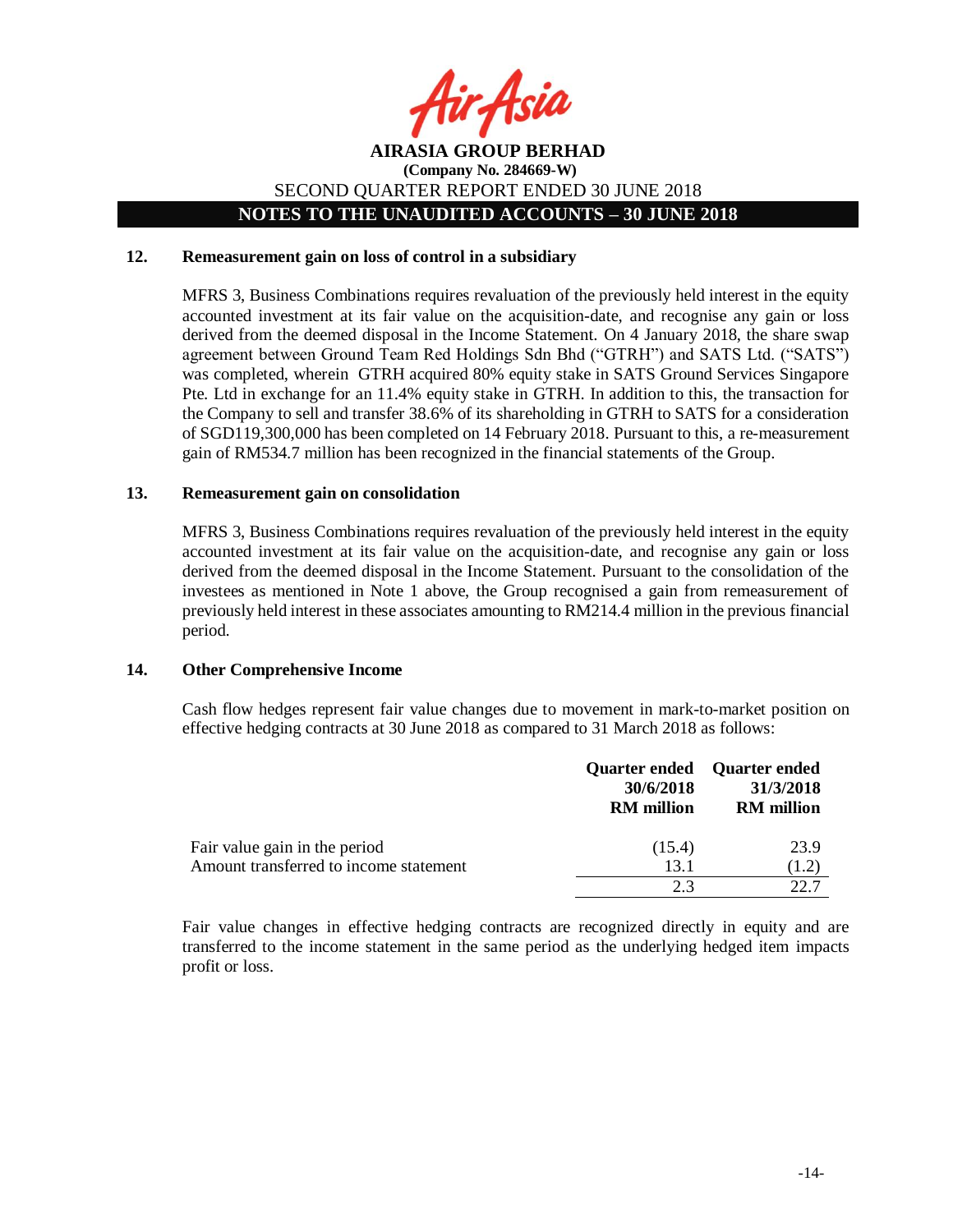## 12. Remeasurement gain on loss of control in a subsidiary

MFRS 3, Business Combinations requires revaluation of the previously held interest in the equity accounted investment at its fair value on the acquisition-date, and recognise any gain or loss derived from the deemed disposal in the Income Statement. On 4 January 2018, the share swap agreement between Ground Team Red Holdings Sdn Bhd ("GTRH") and SATS Ltd. ("SATS") was completed, wherein GTRH acquired 80% equity stake in SATS Ground Services Singapore Pte. Ltd in exchange for an 11.4% equity stake in GTRH. In addition to this, the transaction for the Company to sell and transfer 38.6% of its shareholding in GTRH to SATS for a consideration of SGD119,300,000 has been completed on 14 February 2018. Pursuant to this, a re-measurement gain of RM534.7 million has been recognized in the financial statements of the Group.

## 13. Remeasurement gain on consolidation

MFRS 3, Business Combinations requires revaluation of the previously held interest in the equity accounted investment at its fair value on the acquisition-date, and recognise any gain or loss derived from the deemed disposal in the Income Statement. Pursuant to the consolidation of the investees as mentioned in Note 1 above, the Group recognised a gain from remeasurement of previously held interest in these associates amounting to RM214.4 million in the previous financial period.

## 14. Other Comprehensive Income

Cash flow hedges represent fair value changes due to movement in mark-to-market position on effective hedging contracts at 30 June 2018 as compared to 31 March 2018 as follows:

| | Quarter ended 30/6/2018 RM million | Quarter ended 31/3/2018 RM million |
|---|---|---|
| Fair value gain in the period | (15.4) | 23.9 |
| Amount transferred to income statement | 13.1 | (1.2) |
| | 2.3 | 22.7 |

Fair value changes in effective hedging contracts are recognized directly in equity and are transferred to the income statement in the same period as the underlying hedged item impacts profit or loss.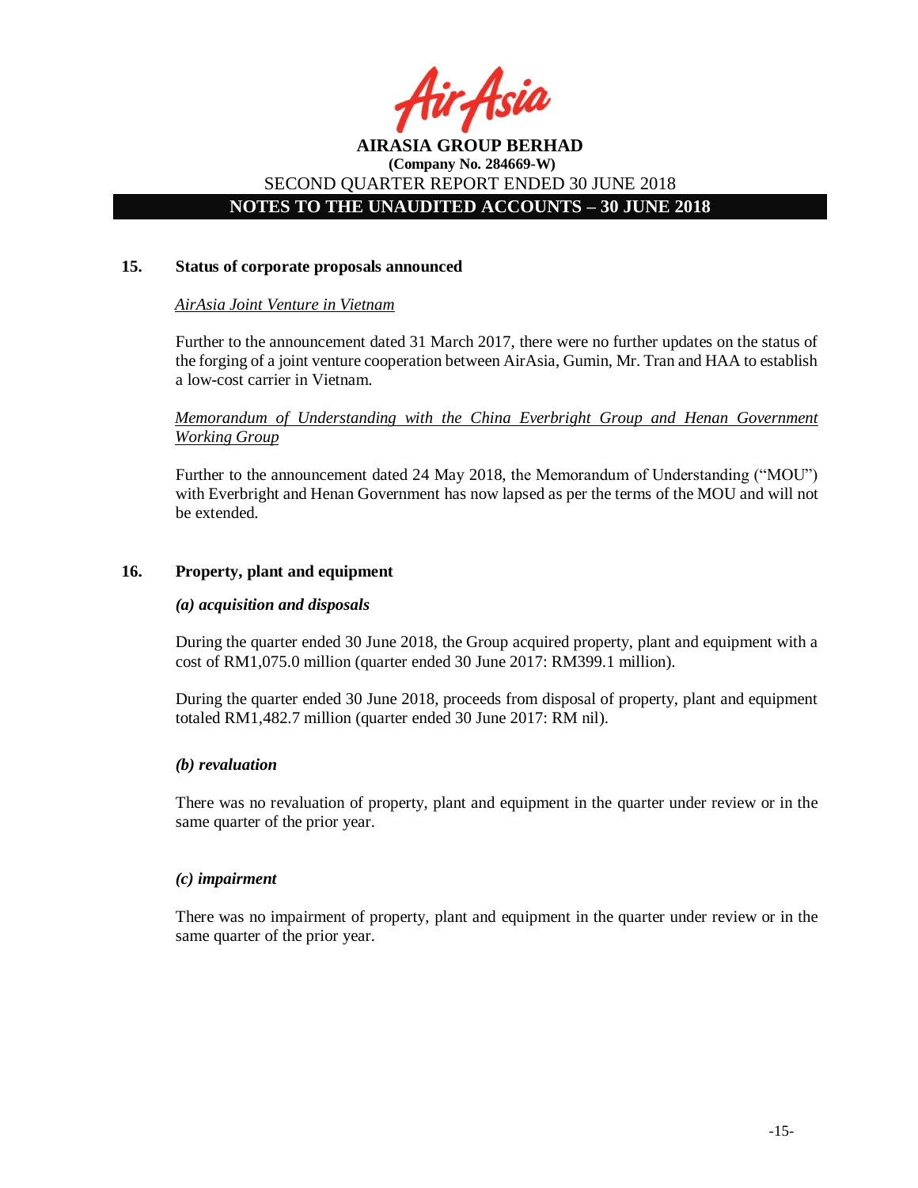## 15. Status of corporate proposals announced

*AirAsia Joint Venture in Vietnam*

Further to the announcement dated 31 March 2017, there were no further updates on the status of the forging of a joint venture cooperation between AirAsia, Gumin, Mr. Tran and HAA to establish a low-cost carrier in Vietnam.

*Memorandum of Understanding with the China Everbright Group and Henan Government Working Group*

Further to the announcement dated 24 May 2018, the Memorandum of Understanding ("MOU") with Everbright and Henan Government has now lapsed as per the terms of the MOU and will not be extended.

## 16. Property, plant and equipment

***(a) acquisition and disposals***

During the quarter ended 30 June 2018, the Group acquired property, plant and equipment with a cost of RM1,075.0 million (quarter ended 30 June 2017: RM399.1 million).

During the quarter ended 30 June 2018, proceeds from disposal of property, plant and equipment totaled RM1,482.7 million (quarter ended 30 June 2017: RM nil).

***(b) revaluation***

There was no revaluation of property, plant and equipment in the quarter under review or in the same quarter of the prior year.

***(c) impairment***

There was no impairment of property, plant and equipment in the quarter under review or in the same quarter of the prior year.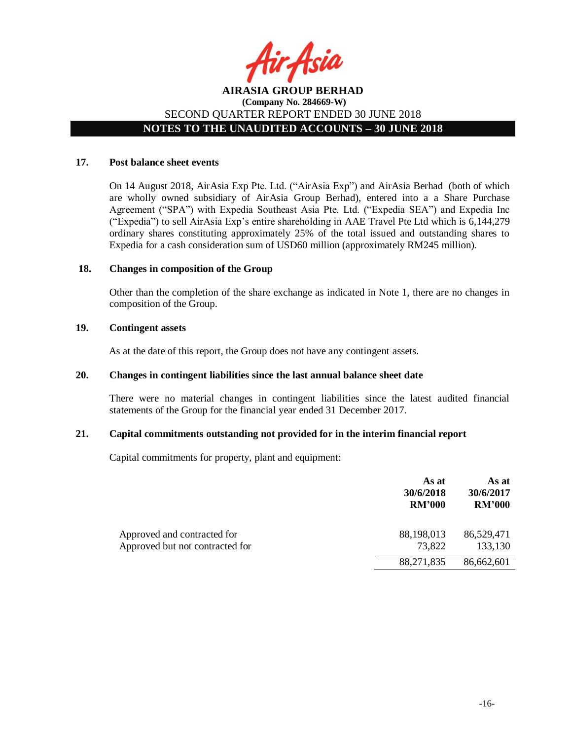## 17. Post balance sheet events

On 14 August 2018, AirAsia Exp Pte. Ltd. ("AirAsia Exp") and AirAsia Berhad (both of which are wholly owned subsidiary of AirAsia Group Berhad), entered into a a Share Purchase Agreement ("SPA") with Expedia Southeast Asia Pte. Ltd. ("Expedia SEA") and Expedia Inc ("Expedia") to sell AirAsia Exp's entire shareholding in AAE Travel Pte Ltd which is 6,144,279 ordinary shares constituting approximately 25% of the total issued and outstanding shares to Expedia for a cash consideration sum of USD60 million (approximately RM245 million).

## 18. Changes in composition of the Group

Other than the completion of the share exchange as indicated in Note 1, there are no changes in composition of the Group.

## 19. Contingent assets

As at the date of this report, the Group does not have any contingent assets.

## 20. Changes in contingent liabilities since the last annual balance sheet date

There were no material changes in contingent liabilities since the latest audited financial statements of the Group for the financial year ended 31 December 2017.

## 21. Capital commitments outstanding not provided for in the interim financial report

Capital commitments for property, plant and equipment:

| | As at 30/6/2018 RM'000 | As at 30/6/2017 RM'000 |
|---|---|---|
| Approved and contracted for | 88,198,013 | 86,529,471 |
| Approved but not contracted for | 73,822 | 133,130 |
| | 88,271,835 | 86,662,601 |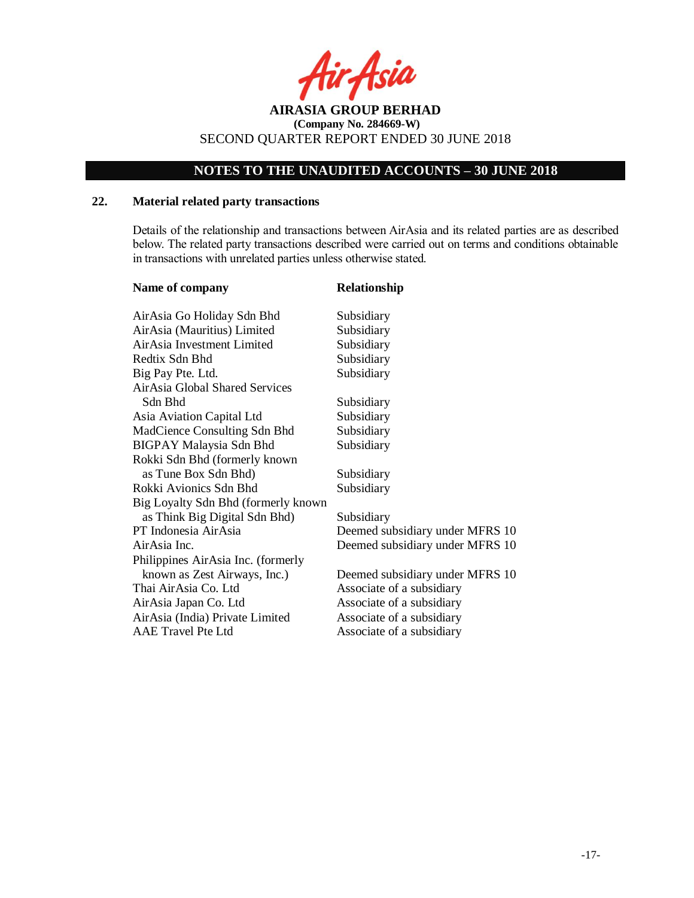## 22. Material related party transactions

Details of the relationship and transactions between AirAsia and its related parties are as described below. The related party transactions described were carried out on terms and conditions obtainable in transactions with unrelated parties unless otherwise stated.

| Name of company | Relationship |
|---|---|
| AirAsia Go Holiday Sdn Bhd | Subsidiary |
| AirAsia (Mauritius) Limited | Subsidiary |
| AirAsia Investment Limited | Subsidiary |
| Redtix Sdn Bhd | Subsidiary |
| Big Pay Pte. Ltd. | Subsidiary |
| AirAsia Global Shared Services Sdn Bhd | Subsidiary |
| Asia Aviation Capital Ltd | Subsidiary |
| MadCience Consulting Sdn Bhd | Subsidiary |
| BIGPAY Malaysia Sdn Bhd | Subsidiary |
| Rokki Sdn Bhd (formerly known as Tune Box Sdn Bhd) | Subsidiary |
| Rokki Avionics Sdn Bhd | Subsidiary |
| Big Loyalty Sdn Bhd (formerly known as Think Big Digital Sdn Bhd) | Subsidiary |
| PT Indonesia AirAsia | Deemed subsidiary under MFRS 10 |
| AirAsia Inc. | Deemed subsidiary under MFRS 10 |
| Philippines AirAsia Inc. (formerly known as Zest Airways, Inc.) | Deemed subsidiary under MFRS 10 |
| Thai AirAsia Co. Ltd | Associate of a subsidiary |
| AirAsia Japan Co. Ltd | Associate of a subsidiary |
| AirAsia (India) Private Limited | Associate of a subsidiary |
| AAE Travel Pte Ltd | Associate of a subsidiary |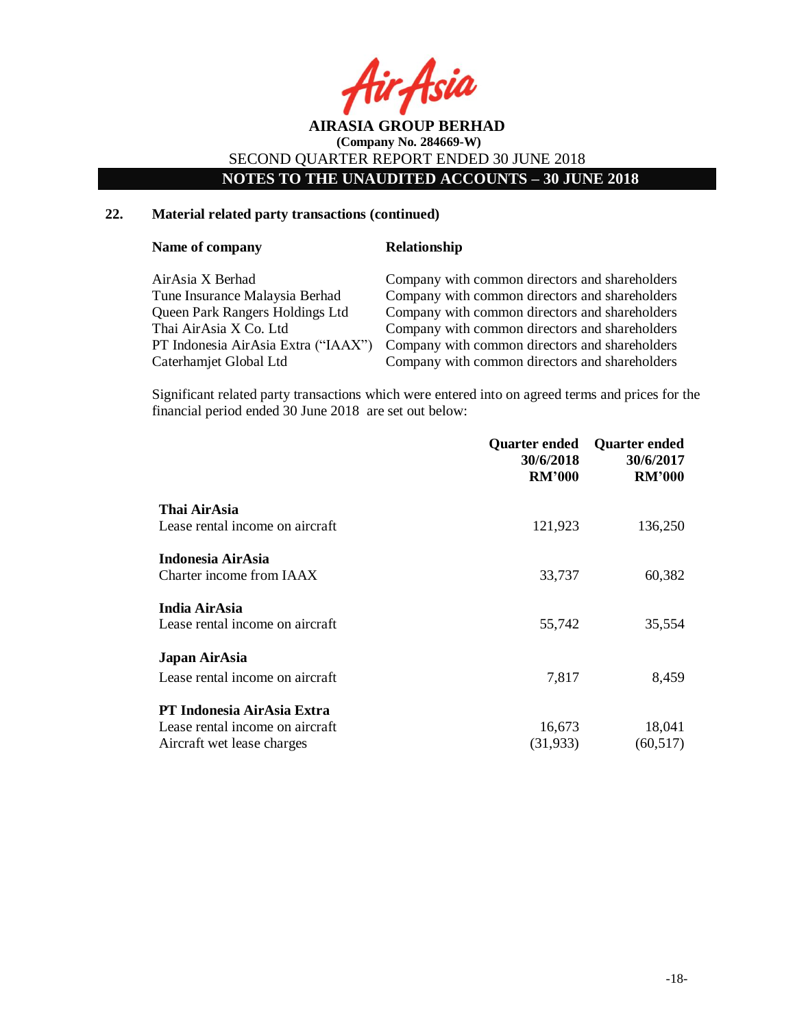## 22. Material related party transactions (continued)

| Name of company | Relationship |
|---|---|
| AirAsia X Berhad | Company with common directors and shareholders |
| Tune Insurance Malaysia Berhad | Company with common directors and shareholders |
| Queen Park Rangers Holdings Ltd | Company with common directors and shareholders |
| Thai AirAsia X Co. Ltd | Company with common directors and shareholders |
| PT Indonesia AirAsia Extra ("IAAX") | Company with common directors and shareholders |
| Caterhamjet Global Ltd | Company with common directors and shareholders |

Significant related party transactions which were entered into on agreed terms and prices for the financial period ended 30 June 2018 are set out below:

| | Quarter ended 30/6/2018 RM'000 | Quarter ended 30/6/2017 RM'000 |
|---|---|---|
| **Thai AirAsia** | | |
| Lease rental income on aircraft | 121,923 | 136,250 |
| **Indonesia AirAsia** | | |
| Charter income from IAAX | 33,737 | 60,382 |
| **India AirAsia** | | |
| Lease rental income on aircraft | 55,742 | 35,554 |
| **Japan AirAsia** | | |
| Lease rental income on aircraft | 7,817 | 8,459 |
| **PT Indonesia AirAsia Extra** | | |
| Lease rental income on aircraft | 16,673 | 18,041 |
| Aircraft wet lease charges | (31,933) | (60,517) |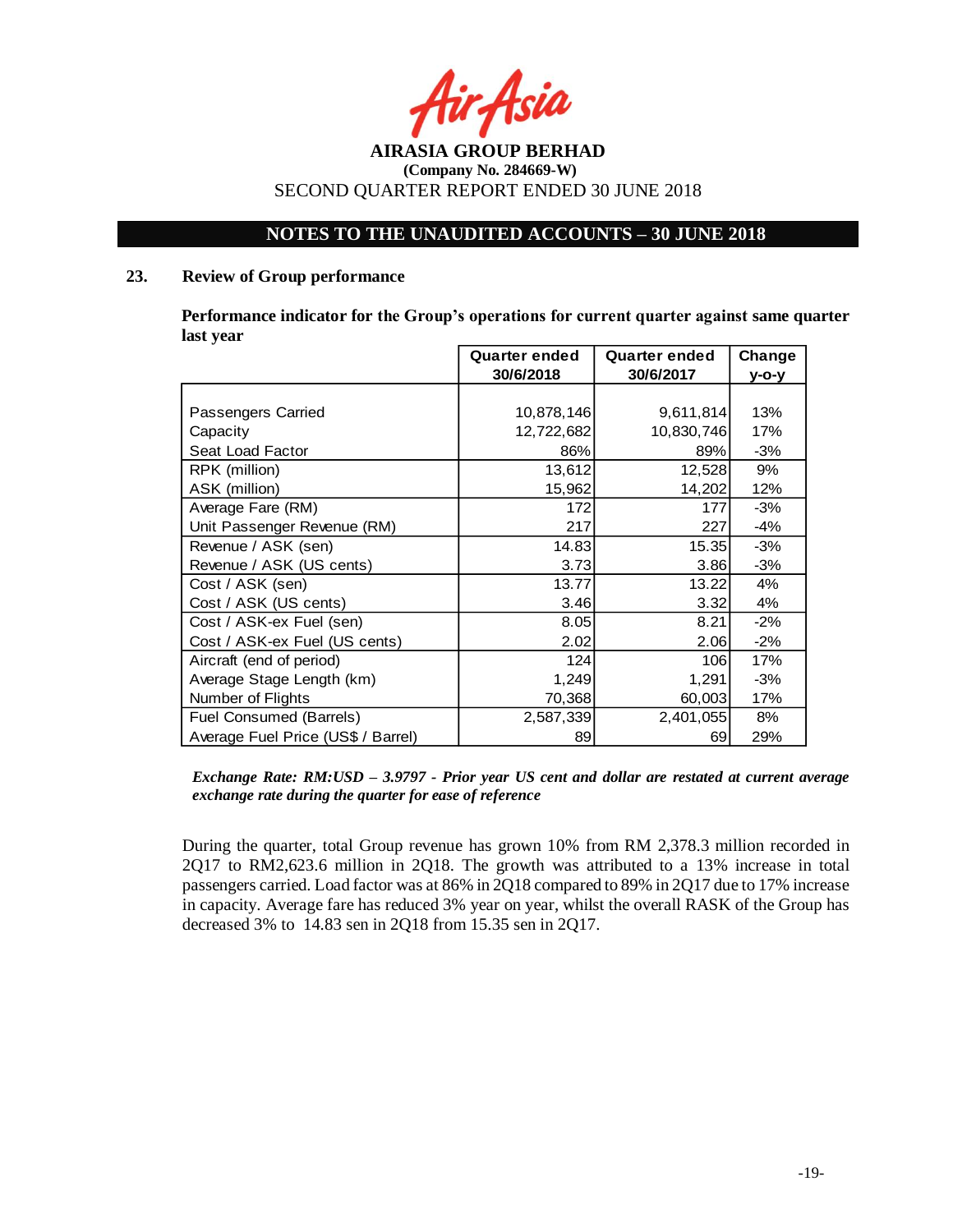**AIRASIA GROUP BERHAD**
**(Company No. 284669-W)**
SECOND QUARTER REPORT ENDED 30 JUNE 2018

## NOTES TO THE UNAUDITED ACCOUNTS – 30 JUNE 2018

### 23. Review of Group performance

**Performance indicator for the Group's operations for current quarter against same quarter last year**

| | Quarter ended 30/6/2018 | Quarter ended 30/6/2017 | Change y-o-y |
|---|---|---|---|
| Passengers Carried | 10,878,146 | 9,611,814 | 13% |
| Capacity | 12,722,682 | 10,830,746 | 17% |
| Seat Load Factor | 86% | 89% | -3% |
| RPK (million) | 13,612 | 12,528 | 9% |
| ASK (million) | 15,962 | 14,202 | 12% |
| Average Fare (RM) | 172 | 177 | -3% |
| Unit Passenger Revenue (RM) | 217 | 227 | -4% |
| Revenue / ASK (sen) | 14.83 | 15.35 | -3% |
| Revenue / ASK (US cents) | 3.73 | 3.86 | -3% |
| Cost / ASK (sen) | 13.77 | 13.22 | 4% |
| Cost / ASK (US cents) | 3.46 | 3.32 | 4% |
| Cost / ASK-ex Fuel (sen) | 8.05 | 8.21 | -2% |
| Cost / ASK-ex Fuel (US cents) | 2.02 | 2.06 | -2% |
| Aircraft (end of period) | 124 | 106 | 17% |
| Average Stage Length (km) | 1,249 | 1,291 | -3% |
| Number of Flights | 70,368 | 60,003 | 17% |
| Fuel Consumed (Barrels) | 2,587,339 | 2,401,055 | 8% |
| Average Fuel Price (US$ / Barrel) | 89 | 69 | 29% |

***Exchange Rate: RM:USD – 3.9797 - Prior year US cent and dollar are restated at current average exchange rate during the quarter for ease of reference***

During the quarter, total Group revenue has grown 10% from RM 2,378.3 million recorded in 2Q17 to RM2,623.6 million in 2Q18. The growth was attributed to a 13% increase in total passengers carried. Load factor was at 86% in 2Q18 compared to 89% in 2Q17 due to 17% increase in capacity. Average fare has reduced 3% year on year, whilst the overall RASK of the Group has decreased 3% to 14.83 sen in 2Q18 from 15.35 sen in 2Q17.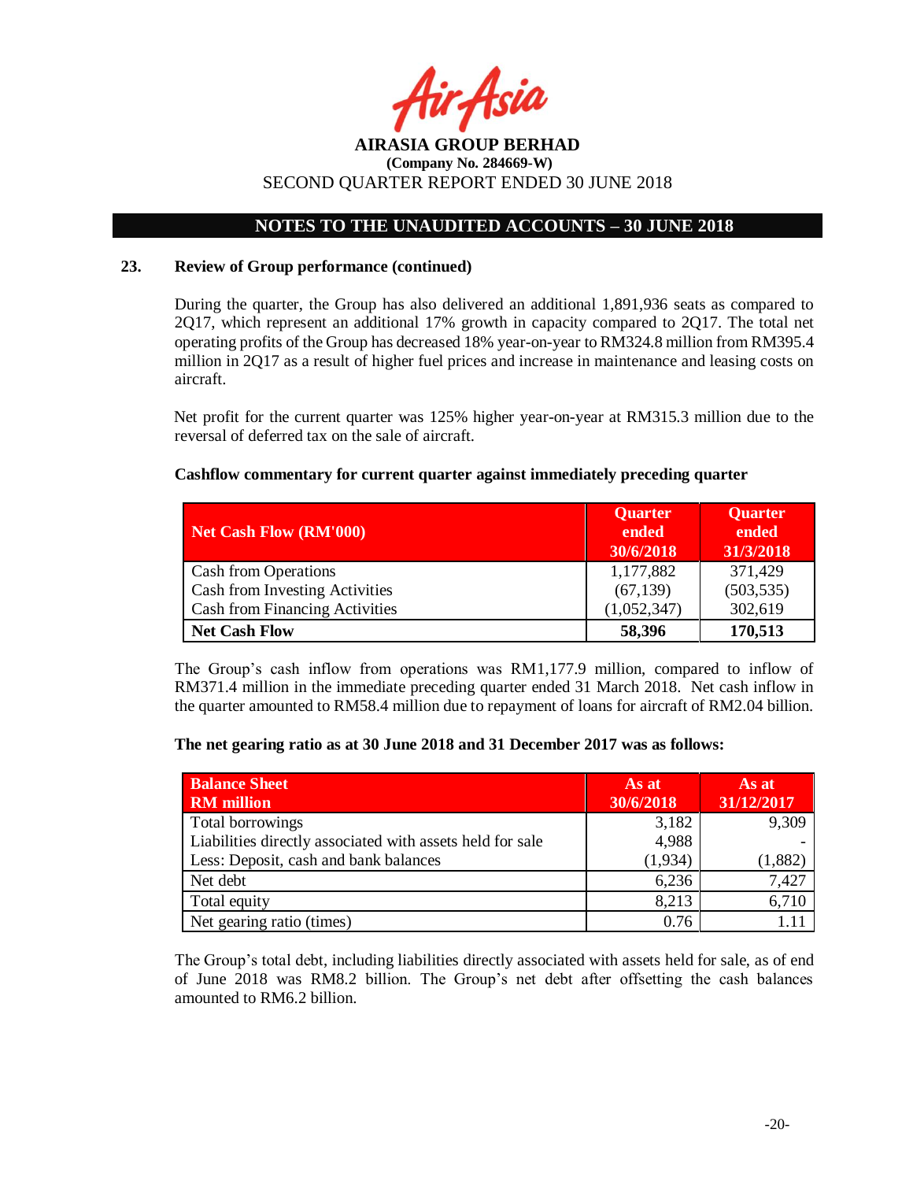## 23. Review of Group performance (continued)

During the quarter, the Group has also delivered an additional 1,891,936 seats as compared to 2Q17, which represent an additional 17% growth in capacity compared to 2Q17. The total net operating profits of the Group has decreased 18% year-on-year to RM324.8 million from RM395.4 million in 2Q17 as a result of higher fuel prices and increase in maintenance and leasing costs on aircraft.

Net profit for the current quarter was 125% higher year-on-year at RM315.3 million due to the reversal of deferred tax on the sale of aircraft.

**Cashflow commentary for current quarter against immediately preceding quarter**

| Net Cash Flow (RM'000) | Quarter ended 30/6/2018 | Quarter ended 31/3/2018 |
|---|---|---|
| Cash from Operations | 1,177,882 | 371,429 |
| Cash from Investing Activities | (67,139) | (503,535) |
| Cash from Financing Activities | (1,052,347) | 302,619 |
| **Net Cash Flow** | **58,396** | **170,513** |

The Group's cash inflow from operations was RM1,177.9 million, compared to inflow of RM371.4 million in the immediate preceding quarter ended 31 March 2018. Net cash inflow in the quarter amounted to RM58.4 million due to repayment of loans for aircraft of RM2.04 billion.

**The net gearing ratio as at 30 June 2018 and 31 December 2017 was as follows:**

| Balance Sheet RM million | As at 30/6/2018 | As at 31/12/2017 |
|---|---|---|
| Total borrowings | 3,182 | 9,309 |
| Liabilities directly associated with assets held for sale | 4,988 | - |
| Less: Deposit, cash and bank balances | (1,934) | (1,882) |
| Net debt | 6,236 | 7,427 |
| Total equity | 8,213 | 6,710 |
| Net gearing ratio (times) | 0.76 | 1.11 |

The Group's total debt, including liabilities directly associated with assets held for sale, as of end of June 2018 was RM8.2 billion. The Group's net debt after offsetting the cash balances amounted to RM6.2 billion.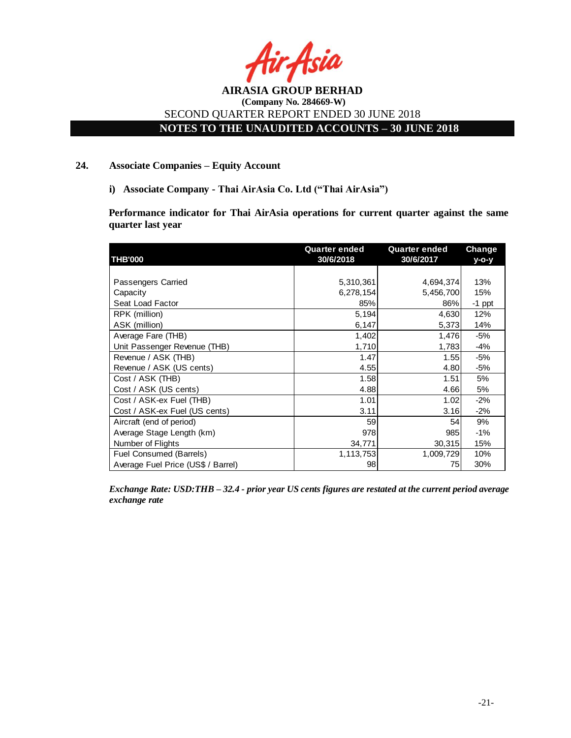## 24. Associate Companies – Equity Account

### i) Associate Company - Thai AirAsia Co. Ltd ("Thai AirAsia")

**Performance indicator for Thai AirAsia operations for current quarter against the same quarter last year**

| THB'000 | Quarter ended 30/6/2018 | Quarter ended 30/6/2017 | Change y-o-y |
|---|---|---|---|
| Passengers Carried | 5,310,361 | 4,694,374 | 13% |
| Capacity | 6,278,154 | 5,456,700 | 15% |
| Seat Load Factor | 85% | 86% | -1 ppt |
| RPK (million) | 5,194 | 4,630 | 12% |
| ASK (million) | 6,147 | 5,373 | 14% |
| Average Fare (THB) | 1,402 | 1,476 | -5% |
| Unit Passenger Revenue (THB) | 1,710 | 1,783 | -4% |
| Revenue / ASK (THB) | 1.47 | 1.55 | -5% |
| Revenue / ASK (US cents) | 4.55 | 4.80 | -5% |
| Cost / ASK (THB) | 1.58 | 1.51 | 5% |
| Cost / ASK (US cents) | 4.88 | 4.66 | 5% |
| Cost / ASK-ex Fuel (THB) | 1.01 | 1.02 | -2% |
| Cost / ASK-ex Fuel (US cents) | 3.11 | 3.16 | -2% |
| Aircraft (end of period) | 59 | 54 | 9% |
| Average Stage Length (km) | 978 | 985 | -1% |
| Number of Flights | 34,771 | 30,315 | 15% |
| Fuel Consumed (Barrels) | 1,113,753 | 1,009,729 | 10% |
| Average Fuel Price (US$ / Barrel) | 98 | 75 | 30% |

***Exchange Rate: USD:THB – 32.4 - prior year US cents figures are restated at the current period average exchange rate***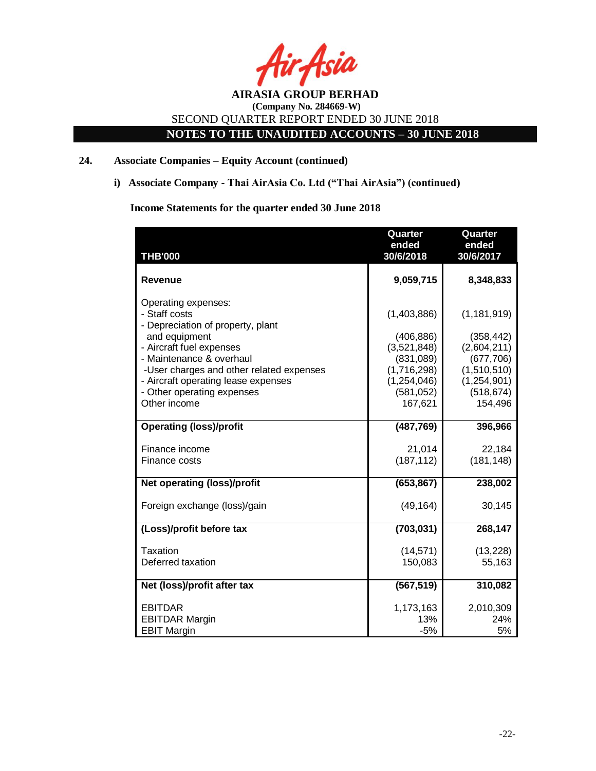**AIRASIA GROUP BERHAD**
**(Company No. 284669-W)**
SECOND QUARTER REPORT ENDED 30 JUNE 2018
**NOTES TO THE UNAUDITED ACCOUNTS – 30 JUNE 2018**

## 24. Associate Companies – Equity Account (continued)

### i) Associate Company - Thai AirAsia Co. Ltd ("Thai AirAsia") (continued)

**Income Statements for the quarter ended 30 June 2018**

| THB'000 | Quarter ended 30/6/2018 | Quarter ended 30/6/2017 |
|---|---|---|
| **Revenue** | **9,059,715** | **8,348,833** |
| Operating expenses: | | |
| - Staff costs | (1,403,886) | (1,181,919) |
| - Depreciation of property, plant and equipment | (406,886) | (358,442) |
| - Aircraft fuel expenses | (3,521,848) | (2,604,211) |
| - Maintenance & overhaul | (831,089) | (677,706) |
| -User charges and other related expenses | (1,716,298) | (1,510,510) |
| - Aircraft operating lease expenses | (1,254,046) | (1,254,901) |
| - Other operating expenses | (581,052) | (518,674) |
| Other income | 167,621 | 154,496 |
| **Operating (loss)/profit** | **(487,769)** | **396,966** |
| Finance income | 21,014 | 22,184 |
| Finance costs | (187,112) | (181,148) |
| **Net operating (loss)/profit** | **(653,867)** | **238,002** |
| Foreign exchange (loss)/gain | (49,164) | 30,145 |
| **(Loss)/profit before tax** | **(703,031)** | **268,147** |
| Taxation | (14,571) | (13,228) |
| Deferred taxation | 150,083 | 55,163 |
| **Net (loss)/profit after tax** | **(567,519)** | **310,082** |
| EBITDAR | 1,173,163 | 2,010,309 |
| EBITDAR Margin | 13% | 24% |
| EBIT Margin | -5% | 5% |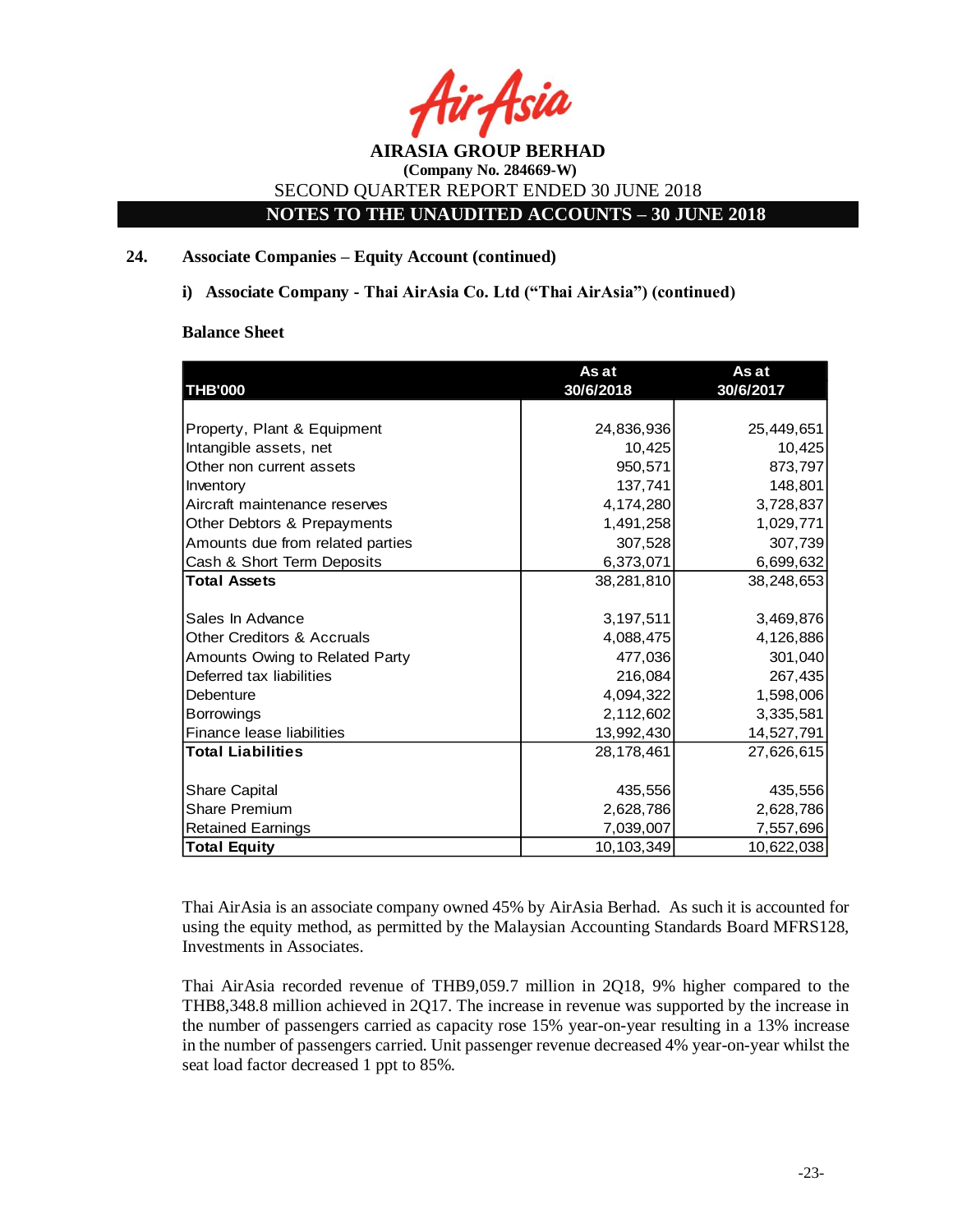## 24. Associate Companies – Equity Account (continued)

### i) Associate Company - Thai AirAsia Co. Ltd ("Thai AirAsia") (continued)

**Balance Sheet**

| THB'000 | As at 30/6/2018 | As at 30/6/2017 |
|---|---|---|
| Property, Plant & Equipment | 24,836,936 | 25,449,651 |
| Intangible assets, net | 10,425 | 10,425 |
| Other non current assets | 950,571 | 873,797 |
| Inventory | 137,741 | 148,801 |
| Aircraft maintenance reserves | 4,174,280 | 3,728,837 |
| Other Debtors & Prepayments | 1,491,258 | 1,029,771 |
| Amounts due from related parties | 307,528 | 307,739 |
| Cash & Short Term Deposits | 6,373,071 | 6,699,632 |
| **Total Assets** | 38,281,810 | 38,248,653 |
| Sales In Advance | 3,197,511 | 3,469,876 |
| Other Creditors & Accruals | 4,088,475 | 4,126,886 |
| Amounts Owing to Related Party | 477,036 | 301,040 |
| Deferred tax liabilities | 216,084 | 267,435 |
| Debenture | 4,094,322 | 1,598,006 |
| Borrowings | 2,112,602 | 3,335,581 |
| Finance lease liabilities | 13,992,430 | 14,527,791 |
| **Total Liabilities** | 28,178,461 | 27,626,615 |
| Share Capital | 435,556 | 435,556 |
| Share Premium | 2,628,786 | 2,628,786 |
| Retained Earnings | 7,039,007 | 7,557,696 |
| **Total Equity** | 10,103,349 | 10,622,038 |

Thai AirAsia is an associate company owned 45% by AirAsia Berhad. As such it is accounted for using the equity method, as permitted by the Malaysian Accounting Standards Board MFRS128, Investments in Associates.

Thai AirAsia recorded revenue of THB9,059.7 million in 2Q18, 9% higher compared to the THB8,348.8 million achieved in 2Q17. The increase in revenue was supported by the increase in the number of passengers carried as capacity rose 15% year-on-year resulting in a 13% increase in the number of passengers carried. Unit passenger revenue decreased 4% year-on-year whilst the seat load factor decreased 1 ppt to 85%.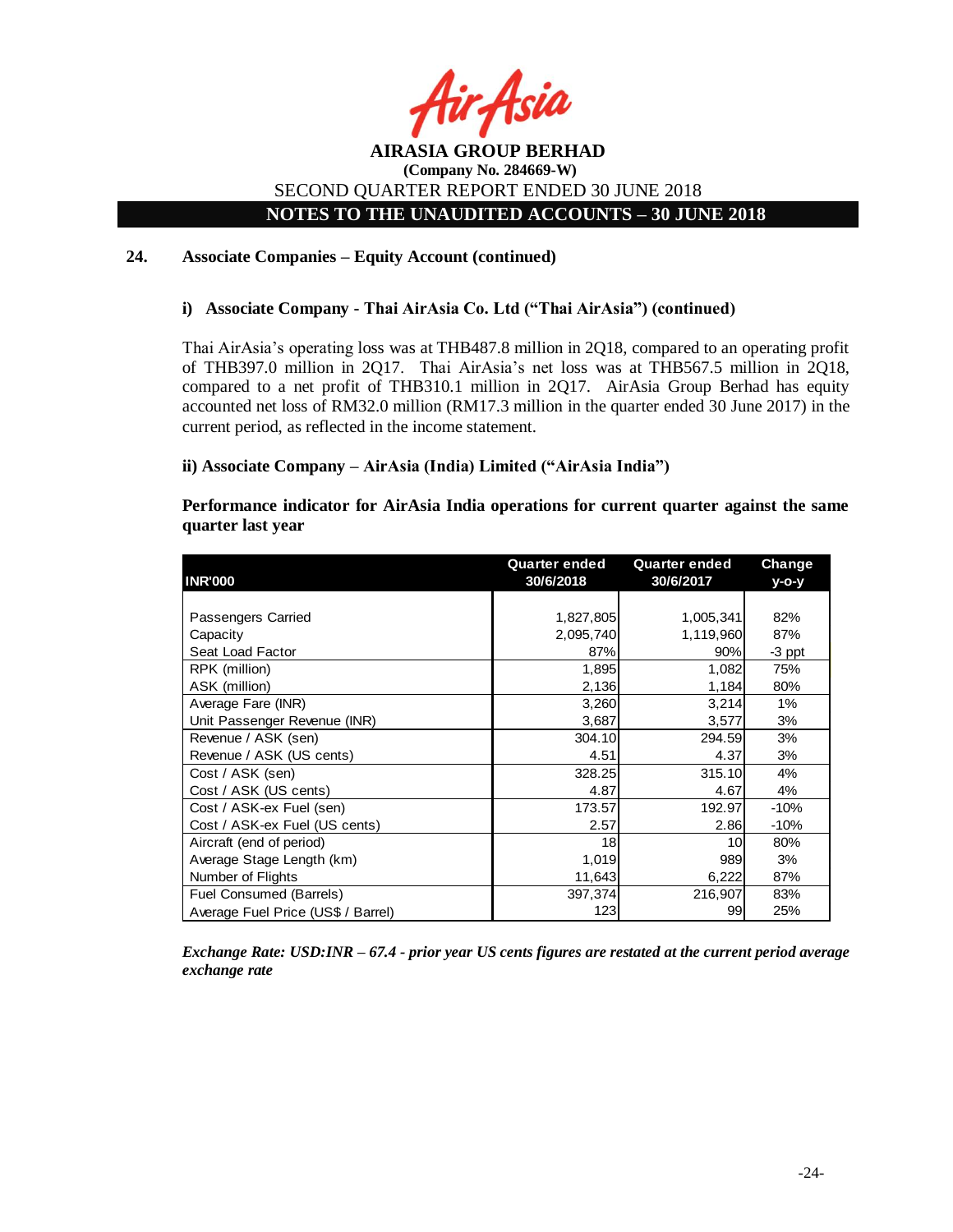## 24. Associate Companies – Equity Account (continued)

### i) Associate Company - Thai AirAsia Co. Ltd ("Thai AirAsia") (continued)

Thai AirAsia's operating loss was at THB487.8 million in 2Q18, compared to an operating profit of THB397.0 million in 2Q17. Thai AirAsia's net loss was at THB567.5 million in 2Q18, compared to a net profit of THB310.1 million in 2Q17. AirAsia Group Berhad has equity accounted net loss of RM32.0 million (RM17.3 million in the quarter ended 30 June 2017) in the current period, as reflected in the income statement.

### ii) Associate Company – AirAsia (India) Limited ("AirAsia India")

**Performance indicator for AirAsia India operations for current quarter against the same quarter last year**

| INR'000 | Quarter ended 30/6/2018 | Quarter ended 30/6/2017 | Change y-o-y |
|---|---|---|---|
| Passengers Carried | 1,827,805 | 1,005,341 | 82% |
| Capacity | 2,095,740 | 1,119,960 | 87% |
| Seat Load Factor | 87% | 90% | -3 ppt |
| RPK (million) | 1,895 | 1,082 | 75% |
| ASK (million) | 2,136 | 1,184 | 80% |
| Average Fare (INR) | 3,260 | 3,214 | 1% |
| Unit Passenger Revenue (INR) | 3,687 | 3,577 | 3% |
| Revenue / ASK (sen) | 304.10 | 294.59 | 3% |
| Revenue / ASK (US cents) | 4.51 | 4.37 | 3% |
| Cost / ASK (sen) | 328.25 | 315.10 | 4% |
| Cost / ASK (US cents) | 4.87 | 4.67 | 4% |
| Cost / ASK-ex Fuel (sen) | 173.57 | 192.97 | -10% |
| Cost / ASK-ex Fuel (US cents) | 2.57 | 2.86 | -10% |
| Aircraft (end of period) | 18 | 10 | 80% |
| Average Stage Length (km) | 1,019 | 989 | 3% |
| Number of Flights | 11,643 | 6,222 | 87% |
| Fuel Consumed (Barrels) | 397,374 | 216,907 | 83% |
| Average Fuel Price (US$ / Barrel) | 123 | 99 | 25% |

*Exchange Rate: USD:INR – 67.4 - prior year US cents figures are restated at the current period average exchange rate*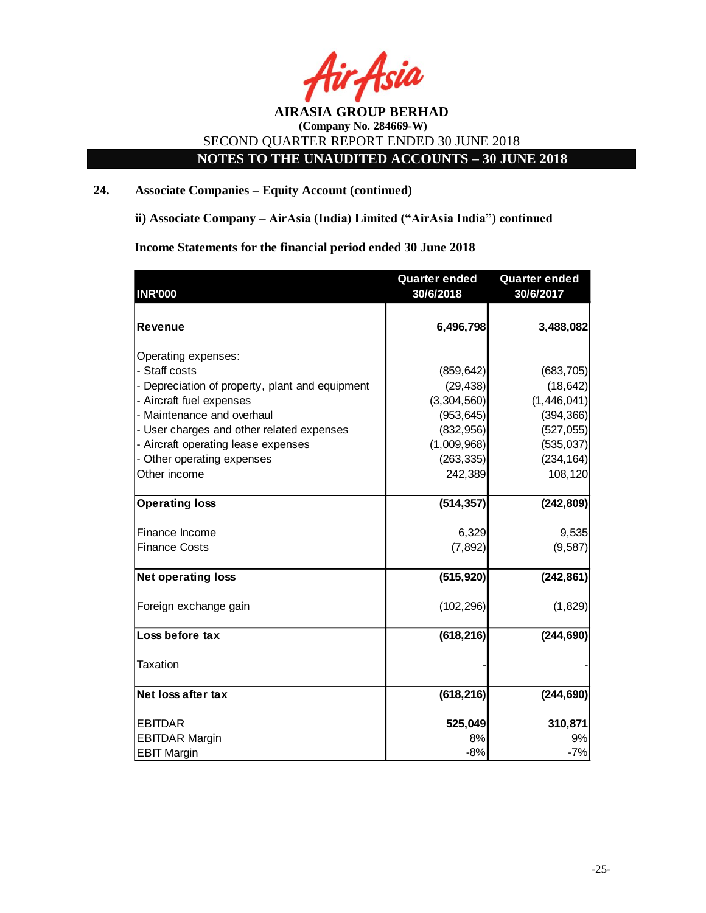## 24. Associate Companies – Equity Account (continued)

**ii) Associate Company – AirAsia (India) Limited ("AirAsia India") continued**

**Income Statements for the financial period ended 30 June 2018**

| INR'000 | Quarter ended 30/6/2018 | Quarter ended 30/6/2017 |
|---|---|---|
| **Revenue** | **6,496,798** | **3,488,082** |
| Operating expenses: | | |
| - Staff costs | (859,642) | (683,705) |
| - Depreciation of property, plant and equipment | (29,438) | (18,642) |
| - Aircraft fuel expenses | (3,304,560) | (1,446,041) |
| - Maintenance and overhaul | (953,645) | (394,366) |
| - User charges and other related expenses | (832,956) | (527,055) |
| - Aircraft operating lease expenses | (1,009,968) | (535,037) |
| - Other operating expenses | (263,335) | (234,164) |
| Other income | 242,389 | 108,120 |
| **Operating loss** | **(514,357)** | **(242,809)** |
| Finance Income | 6,329 | 9,535 |
| Finance Costs | (7,892) | (9,587) |
| **Net operating loss** | **(515,920)** | **(242,861)** |
| Foreign exchange gain | (102,296) | (1,829) |
| **Loss before tax** | **(618,216)** | **(244,690)** |
| Taxation | - | - |
| **Net loss after tax** | **(618,216)** | **(244,690)** |
| EBITDAR | **525,049** | **310,871** |
| EBITDAR Margin | 8% | 9% |
| EBIT Margin | -8% | -7% |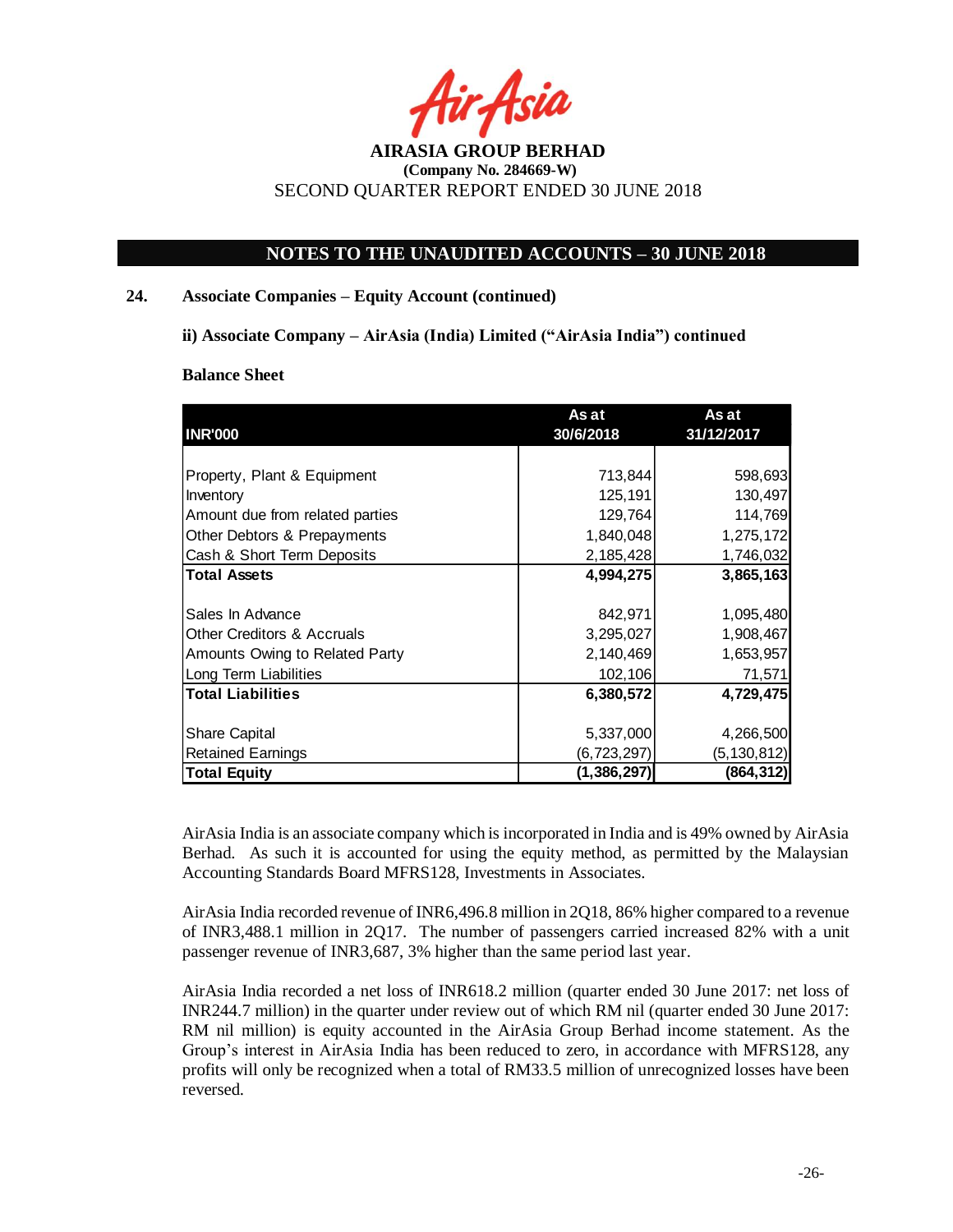# AIRASIA GROUP BERHAD
**(Company No. 284669-W)**
SECOND QUARTER REPORT ENDED 30 JUNE 2018

## NOTES TO THE UNAUDITED ACCOUNTS – 30 JUNE 2018

### 24. Associate Companies – Equity Account (continued)

**ii) Associate Company – AirAsia (India) Limited ("AirAsia India") continued**

**Balance Sheet**

| INR'000 | As at 30/6/2018 | As at 31/12/2017 |
|---|---|---|
| Property, Plant & Equipment | 713,844 | 598,693 |
| Inventory | 125,191 | 130,497 |
| Amount due from related parties | 129,764 | 114,769 |
| Other Debtors & Prepayments | 1,840,048 | 1,275,172 |
| Cash & Short Term Deposits | 2,185,428 | 1,746,032 |
| **Total Assets** | **4,994,275** | **3,865,163** |
| Sales In Advance | 842,971 | 1,095,480 |
| Other Creditors & Accruals | 3,295,027 | 1,908,467 |
| Amounts Owing to Related Party | 2,140,469 | 1,653,957 |
| Long Term Liabilities | 102,106 | 71,571 |
| **Total Liabilities** | **6,380,572** | **4,729,475** |
| Share Capital | 5,337,000 | 4,266,500 |
| Retained Earnings | (6,723,297) | (5,130,812) |
| **Total Equity** | **(1,386,297)** | **(864,312)** |

AirAsia India is an associate company which is incorporated in India and is 49% owned by AirAsia Berhad. As such it is accounted for using the equity method, as permitted by the Malaysian Accounting Standards Board MFRS128, Investments in Associates.

AirAsia India recorded revenue of INR6,496.8 million in 2Q18, 86% higher compared to a revenue of INR3,488.1 million in 2Q17. The number of passengers carried increased 82% with a unit passenger revenue of INR3,687, 3% higher than the same period last year.

AirAsia India recorded a net loss of INR618.2 million (quarter ended 30 June 2017: net loss of INR244.7 million) in the quarter under review out of which RM nil (quarter ended 30 June 2017: RM nil million) is equity accounted in the AirAsia Group Berhad income statement. As the Group's interest in AirAsia India has been reduced to zero, in accordance with MFRS128, any profits will only be recognized when a total of RM33.5 million of unrecognized losses have been reversed.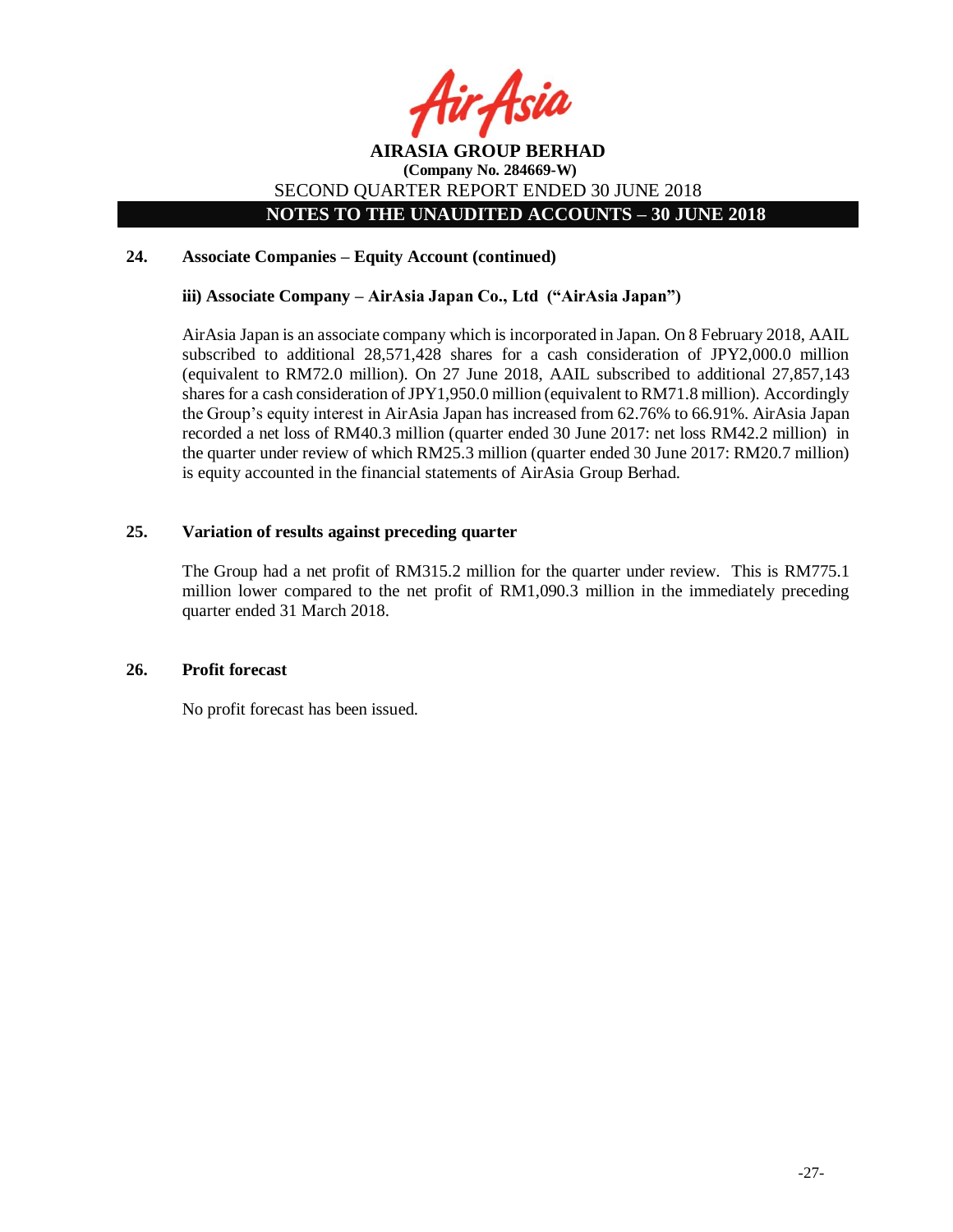## 24. Associate Companies – Equity Account (continued)

### iii) Associate Company – AirAsia Japan Co., Ltd ("AirAsia Japan")

AirAsia Japan is an associate company which is incorporated in Japan. On 8 February 2018, AAIL subscribed to additional 28,571,428 shares for a cash consideration of JPY2,000.0 million (equivalent to RM72.0 million). On 27 June 2018, AAIL subscribed to additional 27,857,143 shares for a cash consideration of JPY1,950.0 million (equivalent to RM71.8 million). Accordingly the Group's equity interest in AirAsia Japan has increased from 62.76% to 66.91%. AirAsia Japan recorded a net loss of RM40.3 million (quarter ended 30 June 2017: net loss RM42.2 million) in the quarter under review of which RM25.3 million (quarter ended 30 June 2017: RM20.7 million) is equity accounted in the financial statements of AirAsia Group Berhad.

## 25. Variation of results against preceding quarter

The Group had a net profit of RM315.2 million for the quarter under review. This is RM775.1 million lower compared to the net profit of RM1,090.3 million in the immediately preceding quarter ended 31 March 2018.

## 26. Profit forecast

No profit forecast has been issued.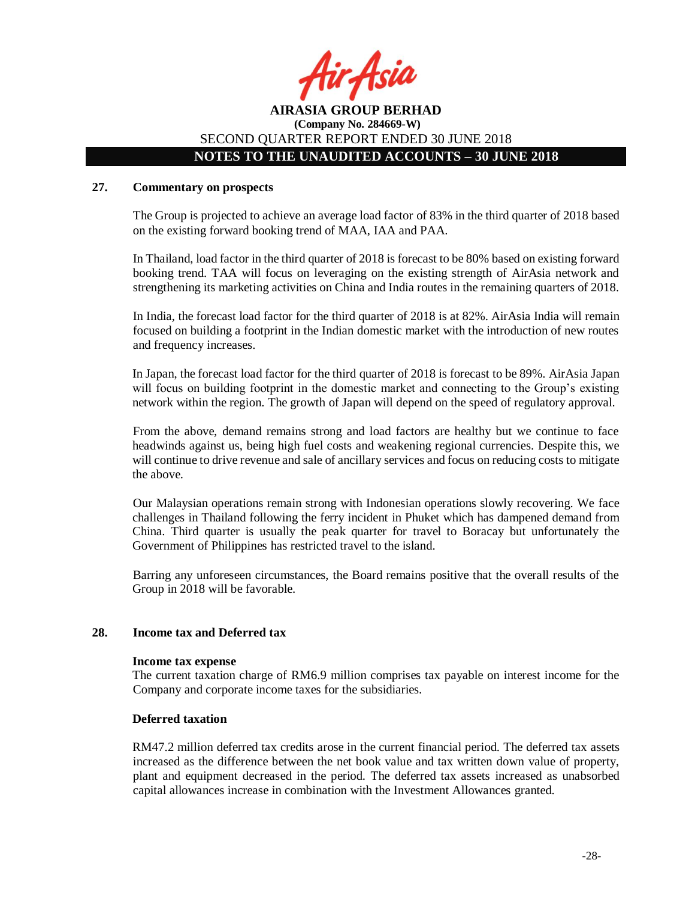## 27. Commentary on prospects

The Group is projected to achieve an average load factor of 83% in the third quarter of 2018 based on the existing forward booking trend of MAA, IAA and PAA.

In Thailand, load factor in the third quarter of 2018 is forecast to be 80% based on existing forward booking trend. TAA will focus on leveraging on the existing strength of AirAsia network and strengthening its marketing activities on China and India routes in the remaining quarters of 2018.

In India, the forecast load factor for the third quarter of 2018 is at 82%. AirAsia India will remain focused on building a footprint in the Indian domestic market with the introduction of new routes and frequency increases.

In Japan, the forecast load factor for the third quarter of 2018 is forecast to be 89%. AirAsia Japan will focus on building footprint in the domestic market and connecting to the Group's existing network within the region. The growth of Japan will depend on the speed of regulatory approval.

From the above, demand remains strong and load factors are healthy but we continue to face headwinds against us, being high fuel costs and weakening regional currencies. Despite this, we will continue to drive revenue and sale of ancillary services and focus on reducing costs to mitigate the above.

Our Malaysian operations remain strong with Indonesian operations slowly recovering. We face challenges in Thailand following the ferry incident in Phuket which has dampened demand from China. Third quarter is usually the peak quarter for travel to Boracay but unfortunately the Government of Philippines has restricted travel to the island.

Barring any unforeseen circumstances, the Board remains positive that the overall results of the Group in 2018 will be favorable.

## 28. Income tax and Deferred tax

**Income tax expense**

The current taxation charge of RM6.9 million comprises tax payable on interest income for the Company and corporate income taxes for the subsidiaries.

**Deferred taxation**

RM47.2 million deferred tax credits arose in the current financial period. The deferred tax assets increased as the difference between the net book value and tax written down value of property, plant and equipment decreased in the period. The deferred tax assets increased as unabsorbed capital allowances increase in combination with the Investment Allowances granted.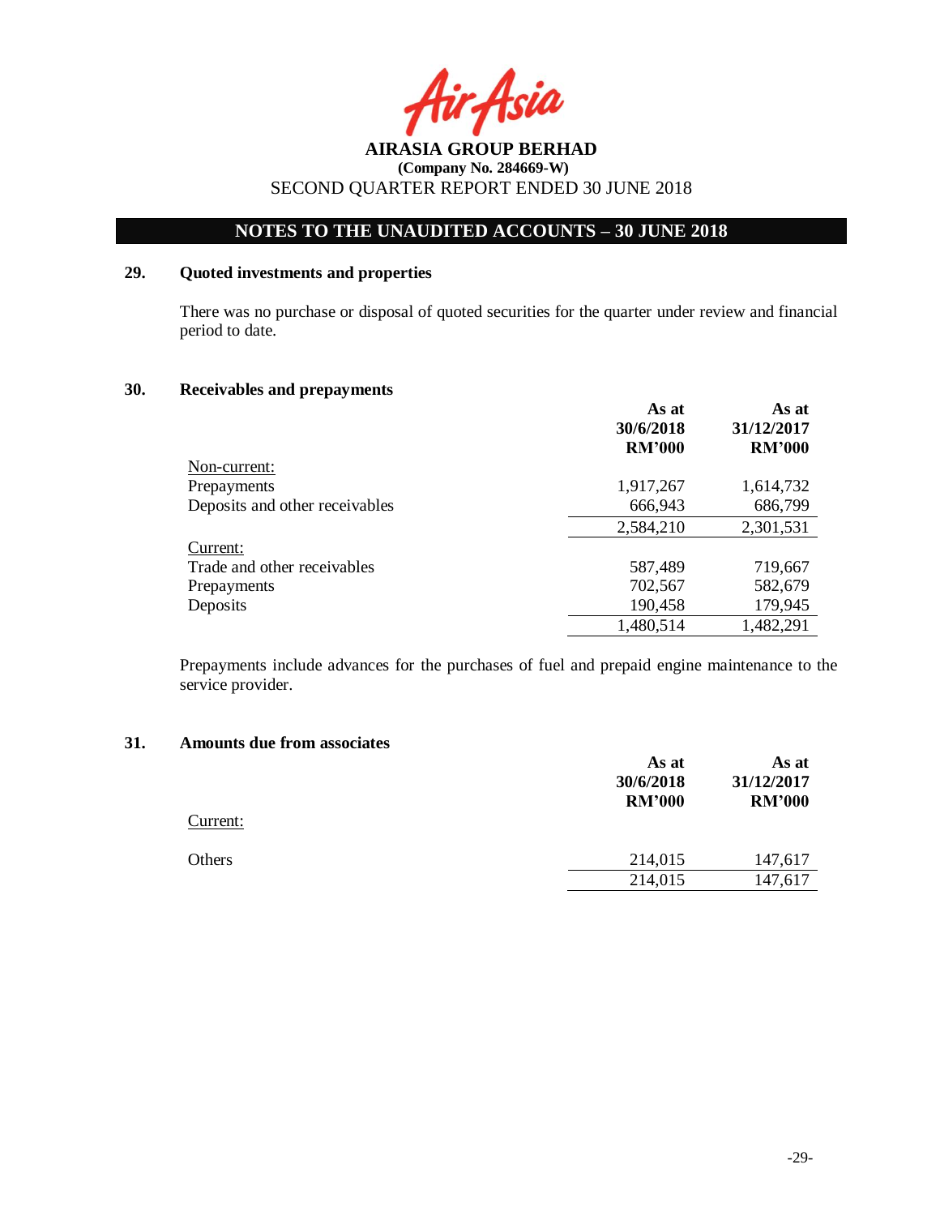**AIRASIA GROUP BERHAD**
**(Company No. 284669-W)**
SECOND QUARTER REPORT ENDED 30 JUNE 2018

## NOTES TO THE UNAUDITED ACCOUNTS – 30 JUNE 2018

### 29. Quoted investments and properties

There was no purchase or disposal of quoted securities for the quarter under review and financial period to date.

### 30. Receivables and prepayments

| | As at 30/6/2018 RM'000 | As at 31/12/2017 RM'000 |
|---|---|---|
| Non-current: | | |
| Prepayments | 1,917,267 | 1,614,732 |
| Deposits and other receivables | 666,943 | 686,799 |
| | 2,584,210 | 2,301,531 |
| Current: | | |
| Trade and other receivables | 587,489 | 719,667 |
| Prepayments | 702,567 | 582,679 |
| Deposits | 190,458 | 179,945 |
| | 1,480,514 | 1,482,291 |

Prepayments include advances for the purchases of fuel and prepaid engine maintenance to the service provider.

### 31. Amounts due from associates

| | As at 30/6/2018 RM'000 | As at 31/12/2017 RM'000 |
|---|---|---|
| Current: | | |
| Others | 214,015 | 147,617 |
| | 214,015 | 147,617 |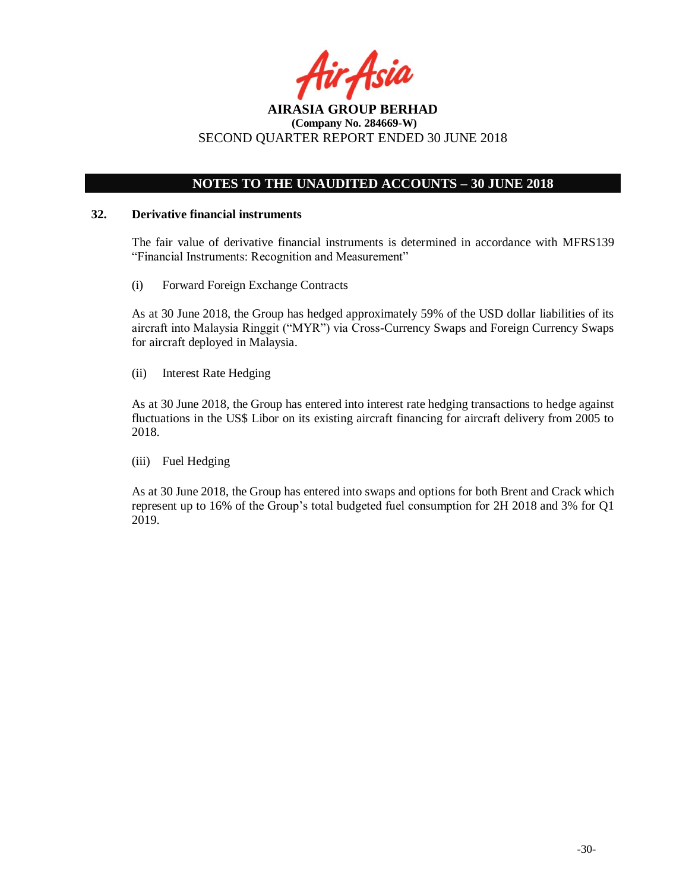## NOTES TO THE UNAUDITED ACCOUNTS – 30 JUNE 2018

### 32. Derivative financial instruments

The fair value of derivative financial instruments is determined in accordance with MFRS139 "Financial Instruments: Recognition and Measurement"

(i) Forward Foreign Exchange Contracts

As at 30 June 2018, the Group has hedged approximately 59% of the USD dollar liabilities of its aircraft into Malaysia Ringgit ("MYR") via Cross-Currency Swaps and Foreign Currency Swaps for aircraft deployed in Malaysia.

(ii) Interest Rate Hedging

As at 30 June 2018, the Group has entered into interest rate hedging transactions to hedge against fluctuations in the US$ Libor on its existing aircraft financing for aircraft delivery from 2005 to 2018.

(iii) Fuel Hedging

As at 30 June 2018, the Group has entered into swaps and options for both Brent and Crack which represent up to 16% of the Group's total budgeted fuel consumption for 2H 2018 and 3% for Q1 2019.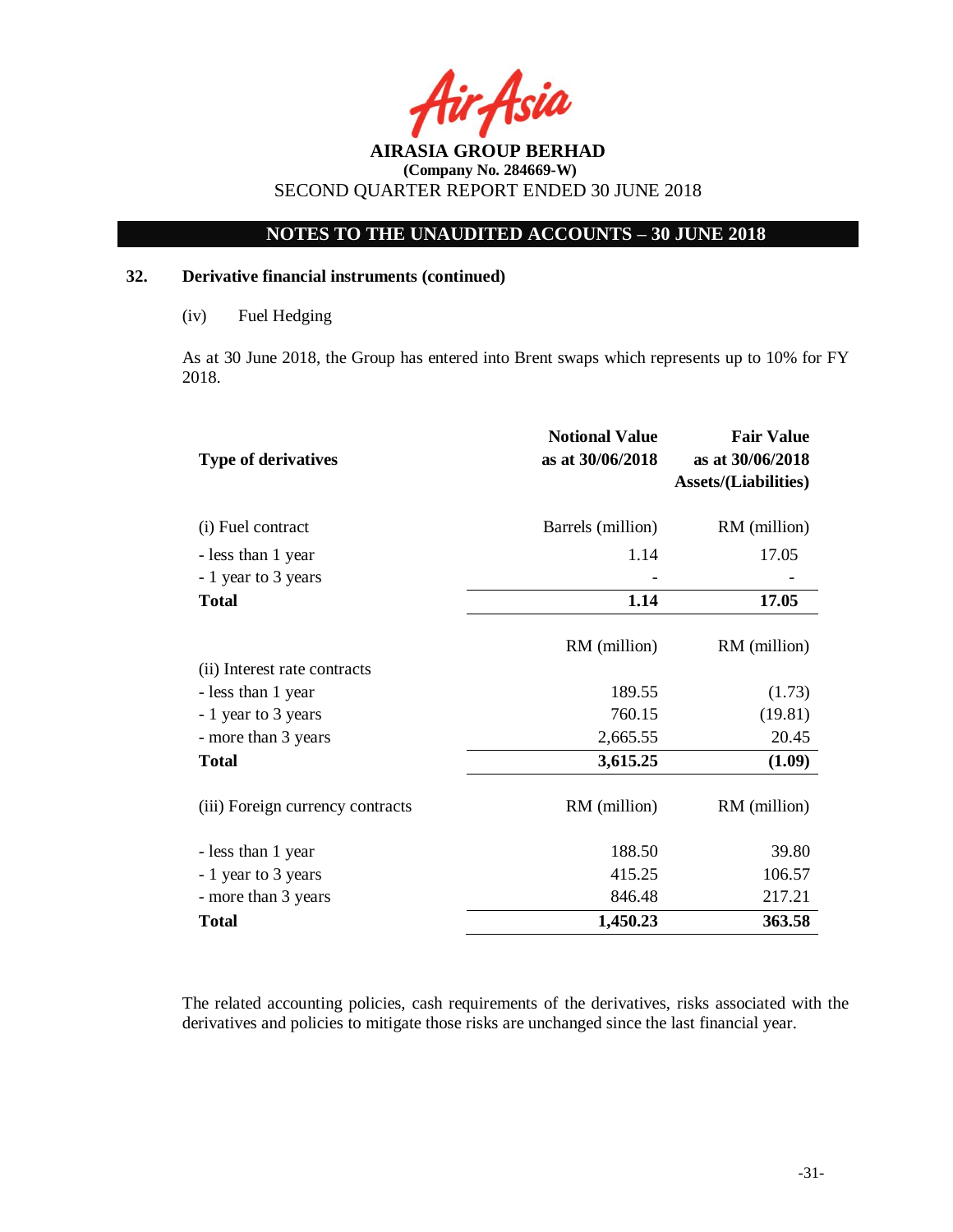## 32. Derivative financial instruments (continued)

(iv) Fuel Hedging

As at 30 June 2018, the Group has entered into Brent swaps which represents up to 10% for FY 2018.

| Type of derivatives | Notional Value as at 30/06/2018 | Fair Value as at 30/06/2018 Assets/(Liabilities) |
|---|---|---|
| (i) Fuel contract | Barrels (million) | RM (million) |
| - less than 1 year | 1.14 | 17.05 |
| - 1 year to 3 years | - | - |
| **Total** | **1.14** | **17.05** |
| | RM (million) | RM (million) |
| (ii) Interest rate contracts | | |
| - less than 1 year | 189.55 | (1.73) |
| - 1 year to 3 years | 760.15 | (19.81) |
| - more than 3 years | 2,665.55 | 20.45 |
| **Total** | **3,615.25** | **(1.09)** |
| (iii) Foreign currency contracts | RM (million) | RM (million) |
| - less than 1 year | 188.50 | 39.80 |
| - 1 year to 3 years | 415.25 | 106.57 |
| - more than 3 years | 846.48 | 217.21 |
| **Total** | **1,450.23** | **363.58** |

The related accounting policies, cash requirements of the derivatives, risks associated with the derivatives and policies to mitigate those risks are unchanged since the last financial year.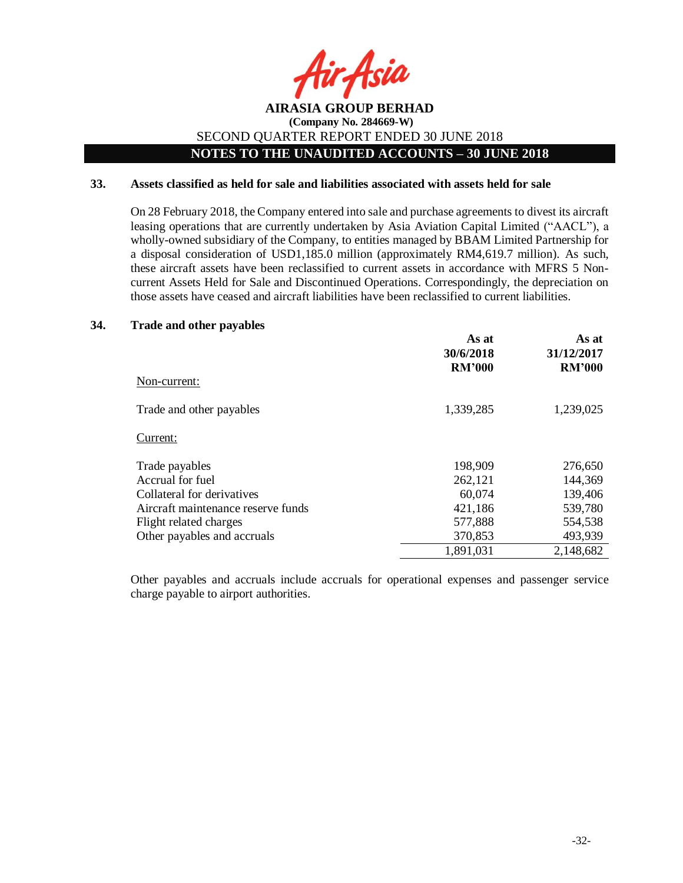## 33. Assets classified as held for sale and liabilities associated with assets held for sale

On 28 February 2018, the Company entered into sale and purchase agreements to divest its aircraft leasing operations that are currently undertaken by Asia Aviation Capital Limited ("AACL"), a wholly-owned subsidiary of the Company, to entities managed by BBAM Limited Partnership for a disposal consideration of USD1,185.0 million (approximately RM4,619.7 million). As such, these aircraft assets have been reclassified to current assets in accordance with MFRS 5 Non-current Assets Held for Sale and Discontinued Operations. Correspondingly, the depreciation on those assets have ceased and aircraft liabilities have been reclassified to current liabilities.

## 34. Trade and other payables

| | As at 30/6/2018 RM'000 | As at 31/12/2017 RM'000 |
|---|---|---|
| Non-current: | | |
| Trade and other payables | 1,339,285 | 1,239,025 |
| Current: | | |
| Trade payables | 198,909 | 276,650 |
| Accrual for fuel | 262,121 | 144,369 |
| Collateral for derivatives | 60,074 | 139,406 |
| Aircraft maintenance reserve funds | 421,186 | 539,780 |
| Flight related charges | 577,888 | 554,538 |
| Other payables and accruals | 370,853 | 493,939 |
| | 1,891,031 | 2,148,682 |

Other payables and accruals include accruals for operational expenses and passenger service charge payable to airport authorities.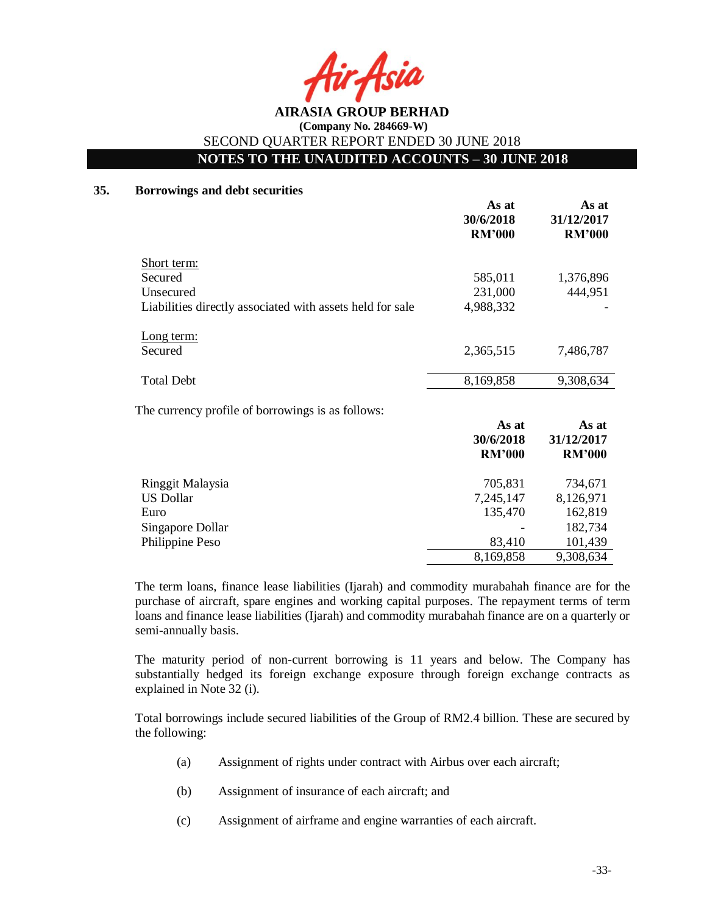## 35. Borrowings and debt securities

| | As at 30/6/2018 RM'000 | As at 31/12/2017 RM'000 |
|---|---|---|
| Short term: | | |
| Secured | 585,011 | 1,376,896 |
| Unsecured | 231,000 | 444,951 |
| Liabilities directly associated with assets held for sale | 4,988,332 | - |
| Long term: | | |
| Secured | 2,365,515 | 7,486,787 |
| Total Debt | 8,169,858 | 9,308,634 |

The currency profile of borrowings is as follows:

| | As at 30/6/2018 RM'000 | As at 31/12/2017 RM'000 |
|---|---|---|
| Ringgit Malaysia | 705,831 | 734,671 |
| US Dollar | 7,245,147 | 8,126,971 |
| Euro | 135,470 | 162,819 |
| Singapore Dollar | - | 182,734 |
| Philippine Peso | 83,410 | 101,439 |
| | 8,169,858 | 9,308,634 |

The term loans, finance lease liabilities (Ijarah) and commodity murabahah finance are for the purchase of aircraft, spare engines and working capital purposes. The repayment terms of term loans and finance lease liabilities (Ijarah) and commodity murabahah finance are on a quarterly or semi-annually basis.

The maturity period of non-current borrowing is 11 years and below. The Company has substantially hedged its foreign exchange exposure through foreign exchange contracts as explained in Note 32 (i).

Total borrowings include secured liabilities of the Group of RM2.4 billion. These are secured by the following:

(a) Assignment of rights under contract with Airbus over each aircraft;

(b) Assignment of insurance of each aircraft; and

(c) Assignment of airframe and engine warranties of each aircraft.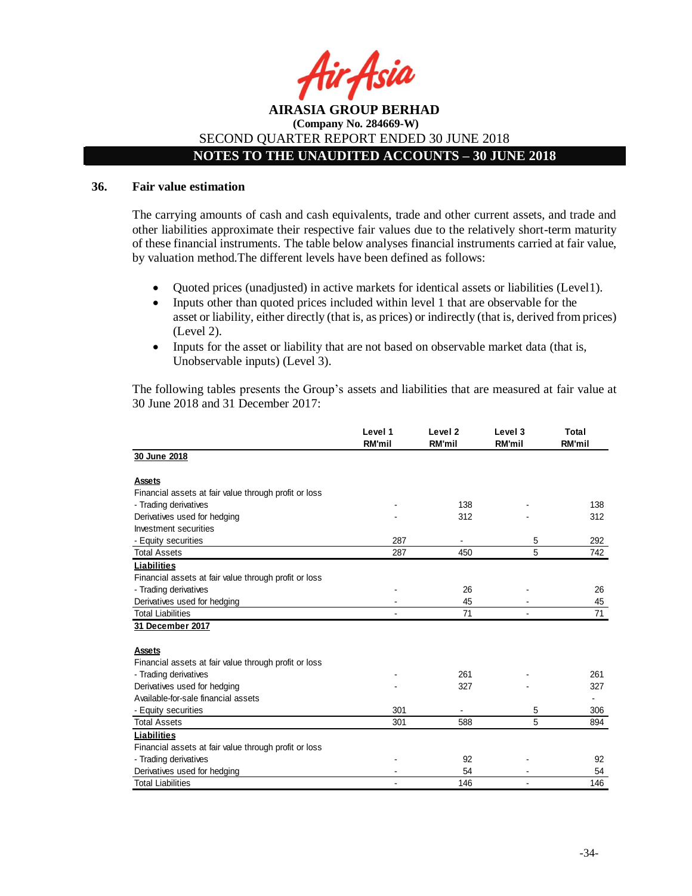## 36. Fair value estimation

The carrying amounts of cash and cash equivalents, trade and other current assets, and trade and other liabilities approximate their respective fair values due to the relatively short-term maturity of these financial instruments. The table below analyses financial instruments carried at fair value, by valuation method.The different levels have been defined as follows:

- Quoted prices (unadjusted) in active markets for identical assets or liabilities (Level1).
- Inputs other than quoted prices included within level 1 that are observable for the asset or liability, either directly (that is, as prices) or indirectly (that is, derived from prices) (Level 2).
- Inputs for the asset or liability that are not based on observable market data (that is, Unobservable inputs) (Level 3).

The following tables presents the Group's assets and liabilities that are measured at fair value at 30 June 2018 and 31 December 2017:

| | Level 1<br>RM'mil | Level 2<br>RM'mil | Level 3<br>RM'mil | Total<br>RM'mil |
|---|---|---|---|---|
| **30 June 2018** | | | | |
| **Assets** | | | | |
| Financial assets at fair value through profit or loss | | | | |
| - Trading derivatives | - | 138 | - | 138 |
| Derivatives used for hedging | - | 312 | - | 312 |
| Investment securities | | | | |
| - Equity securities | 287 | - | 5 | 292 |
| Total Assets | 287 | 450 | 5 | 742 |
| **Liabilities** | | | | |
| Financial assets at fair value through profit or loss | | | | |
| - Trading derivatives | - | 26 | - | 26 |
| Derivatives used for hedging | - | 45 | - | 45 |
| Total Liabilities | - | 71 | - | 71 |
| **31 December 2017** | | | | |
| **Assets** | | | | |
| Financial assets at fair value through profit or loss | | | | |
| - Trading derivatives | - | 261 | - | 261 |
| Derivatives used for hedging | - | 327 | - | 327 |
| Available-for-sale financial assets | | | | - |
| - Equity securities | 301 | - | 5 | 306 |
| Total Assets | 301 | 588 | 5 | 894 |
| **Liabilities** | | | | |
| Financial assets at fair value through profit or loss | | | | |
| - Trading derivatives | - | 92 | - | 92 |
| Derivatives used for hedging | - | 54 | - | 54 |
| Total Liabilities | - | 146 | - | 146 |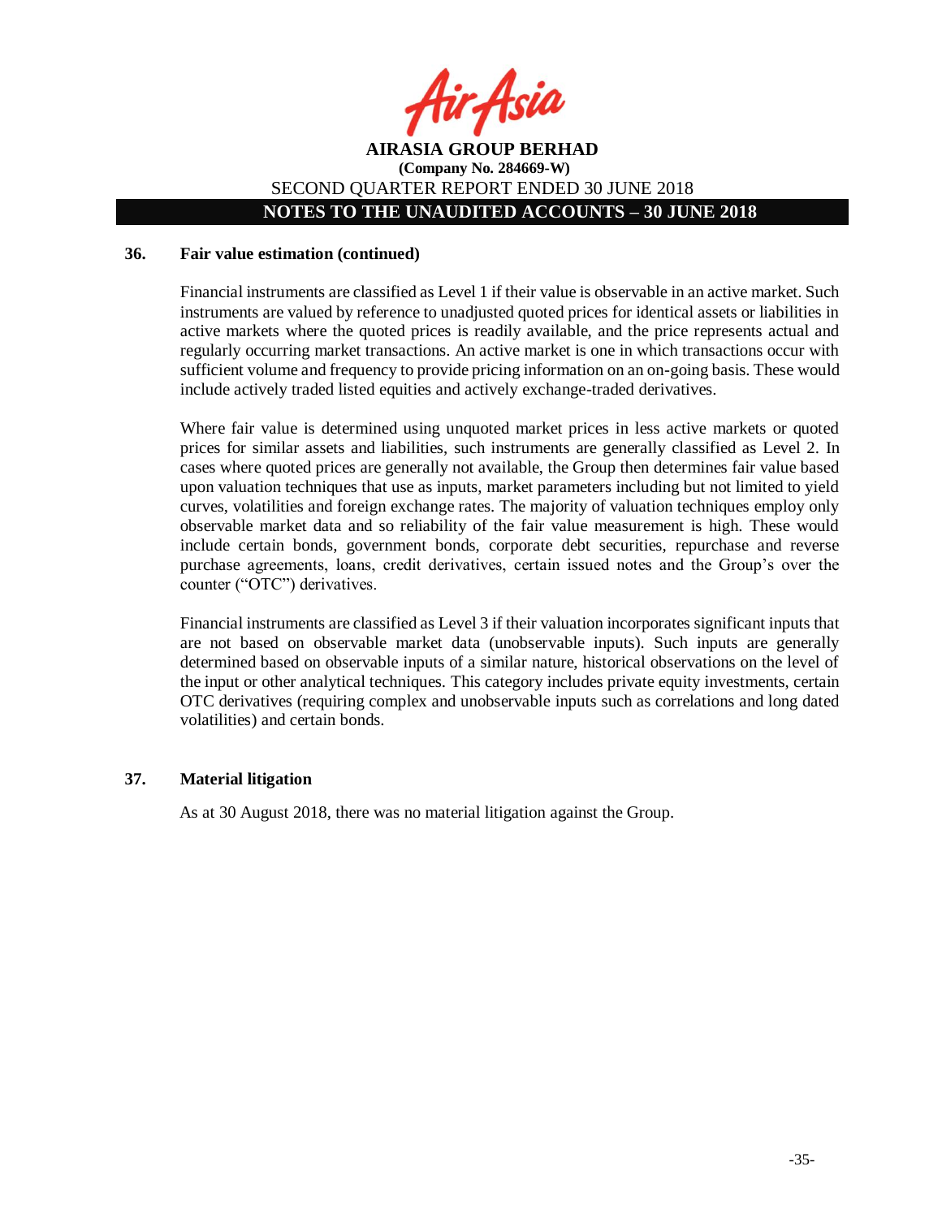## 36. Fair value estimation (continued)

Financial instruments are classified as Level 1 if their value is observable in an active market. Such instruments are valued by reference to unadjusted quoted prices for identical assets or liabilities in active markets where the quoted prices is readily available, and the price represents actual and regularly occurring market transactions. An active market is one in which transactions occur with sufficient volume and frequency to provide pricing information on an on-going basis. These would include actively traded listed equities and actively exchange-traded derivatives.

Where fair value is determined using unquoted market prices in less active markets or quoted prices for similar assets and liabilities, such instruments are generally classified as Level 2. In cases where quoted prices are generally not available, the Group then determines fair value based upon valuation techniques that use as inputs, market parameters including but not limited to yield curves, volatilities and foreign exchange rates. The majority of valuation techniques employ only observable market data and so reliability of the fair value measurement is high. These would include certain bonds, government bonds, corporate debt securities, repurchase and reverse purchase agreements, loans, credit derivatives, certain issued notes and the Group's over the counter ("OTC") derivatives.

Financial instruments are classified as Level 3 if their valuation incorporates significant inputs that are not based on observable market data (unobservable inputs). Such inputs are generally determined based on observable inputs of a similar nature, historical observations on the level of the input or other analytical techniques. This category includes private equity investments, certain OTC derivatives (requiring complex and unobservable inputs such as correlations and long dated volatilities) and certain bonds.

## 37. Material litigation

As at 30 August 2018, there was no material litigation against the Group.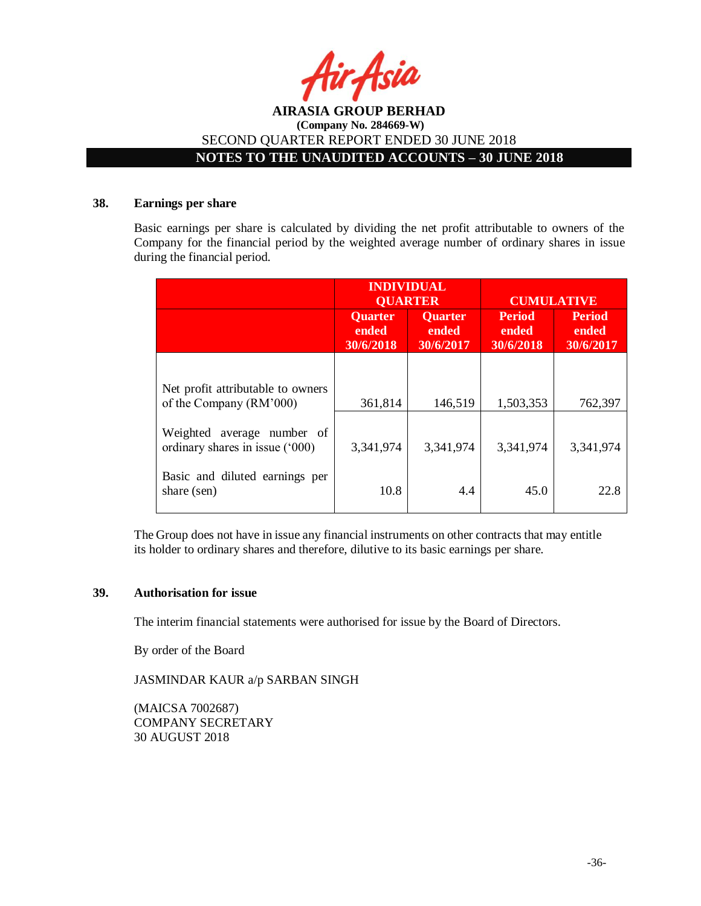### 38. Earnings per share

Basic earnings per share is calculated by dividing the net profit attributable to owners of the Company for the financial period by the weighted average number of ordinary shares in issue during the financial period.

| | INDIVIDUAL QUARTER | | CUMULATIVE | |
|---|---|---|---|---|
| | Quarter ended 30/6/2018 | Quarter ended 30/6/2017 | Period ended 30/6/2018 | Period ended 30/6/2017 |
| Net profit attributable to owners of the Company (RM'000) | 361,814 | 146,519 | 1,503,353 | 762,397 |
| Weighted average number of ordinary shares in issue ('000) | 3,341,974 | 3,341,974 | 3,341,974 | 3,341,974 |
| Basic and diluted earnings per share (sen) | 10.8 | 4.4 | 45.0 | 22.8 |

The Group does not have in issue any financial instruments on other contracts that may entitle its holder to ordinary shares and therefore, dilutive to its basic earnings per share.

### 39. Authorisation for issue

The interim financial statements were authorised for issue by the Board of Directors.

By order of the Board

JASMINDAR KAUR a/p SARBAN SINGH

(MAICSA 7002687)
COMPANY SECRETARY
30 AUGUST 2018